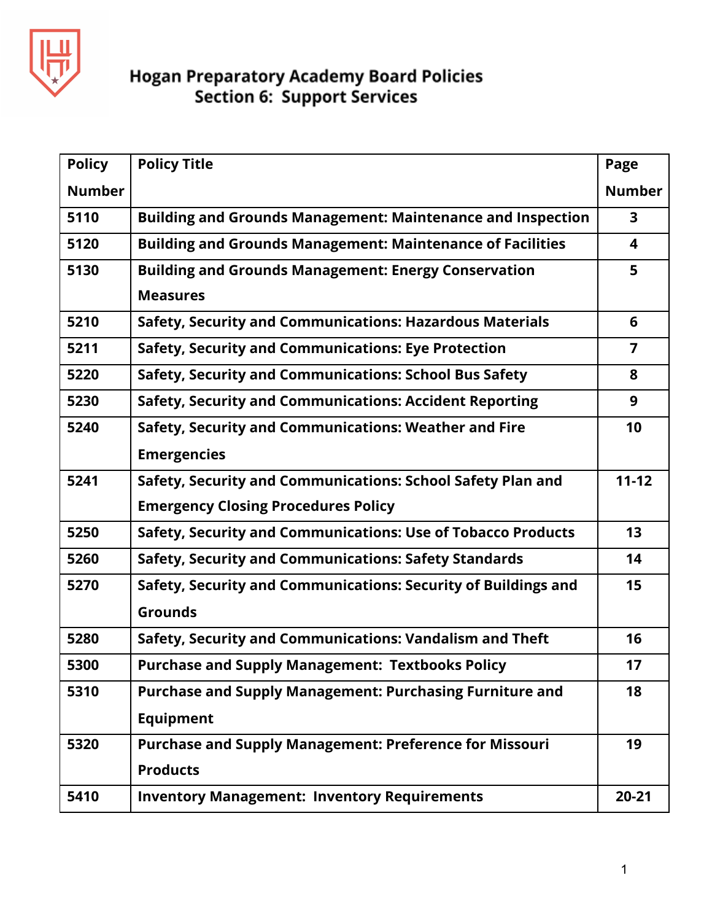# Hogan Preparatory Academy Board Policies
## Section 6: Support Services

| Policy Number | Policy Title | Page Number |
|---|---|---|
| 5110 | Building and Grounds Management: Maintenance and Inspection | 3 |
| 5120 | Building and Grounds Management: Maintenance of Facilities | 4 |
| 5130 | Building and Grounds Management: Energy Conservation Measures | 5 |
| 5210 | Safety, Security and Communications: Hazardous Materials | 6 |
| 5211 | Safety, Security and Communications: Eye Protection | 7 |
| 5220 | Safety, Security and Communications: School Bus Safety | 8 |
| 5230 | Safety, Security and Communications: Accident Reporting | 9 |
| 5240 | Safety, Security and Communications: Weather and Fire Emergencies | 10 |
| 5241 | Safety, Security and Communications: School Safety Plan and Emergency Closing Procedures Policy | 11-12 |
| 5250 | Safety, Security and Communications: Use of Tobacco Products | 13 |
| 5260 | Safety, Security and Communications: Safety Standards | 14 |
| 5270 | Safety, Security and Communications: Security of Buildings and Grounds | 15 |
| 5280 | Safety, Security and Communications: Vandalism and Theft | 16 |
| 5300 | Purchase and Supply Management: Textbooks Policy | 17 |
| 5310 | Purchase and Supply Management: Purchasing Furniture and Equipment | 18 |
| 5320 | Purchase and Supply Management: Preference for Missouri Products | 19 |
| 5410 | Inventory Management: Inventory Requirements | 20-21 |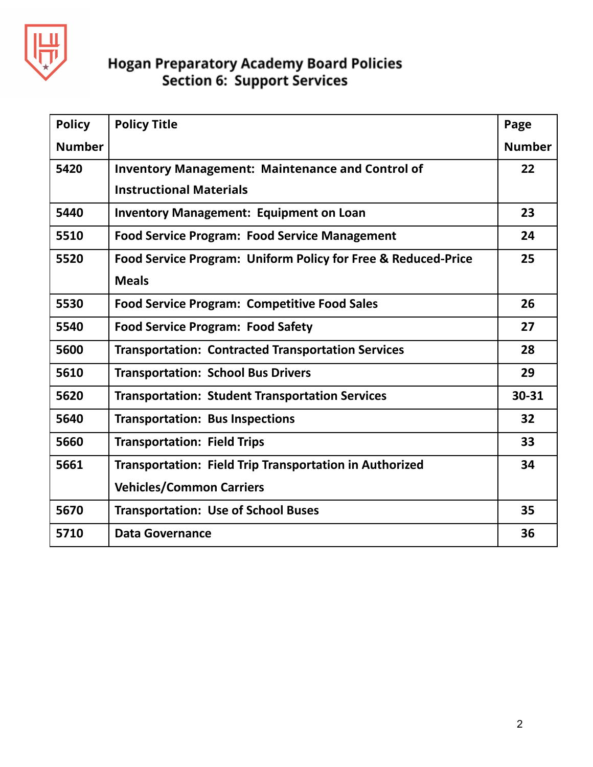# Hogan Preparatory Academy Board Policies
## Section 6: Support Services

| Policy Number | Policy Title | Page Number |
|---|---|---|
| 5420 | Inventory Management: Maintenance and Control of Instructional Materials | 22 |
| 5440 | Inventory Management: Equipment on Loan | 23 |
| 5510 | Food Service Program: Food Service Management | 24 |
| 5520 | Food Service Program: Uniform Policy for Free & Reduced-Price Meals | 25 |
| 5530 | Food Service Program: Competitive Food Sales | 26 |
| 5540 | Food Service Program: Food Safety | 27 |
| 5600 | Transportation: Contracted Transportation Services | 28 |
| 5610 | Transportation: School Bus Drivers | 29 |
| 5620 | Transportation: Student Transportation Services | 30-31 |
| 5640 | Transportation: Bus Inspections | 32 |
| 5660 | Transportation: Field Trips | 33 |
| 5661 | Transportation: Field Trip Transportation in Authorized Vehicles/Common Carriers | 34 |
| 5670 | Transportation: Use of School Buses | 35 |
| 5710 | Data Governance | 36 |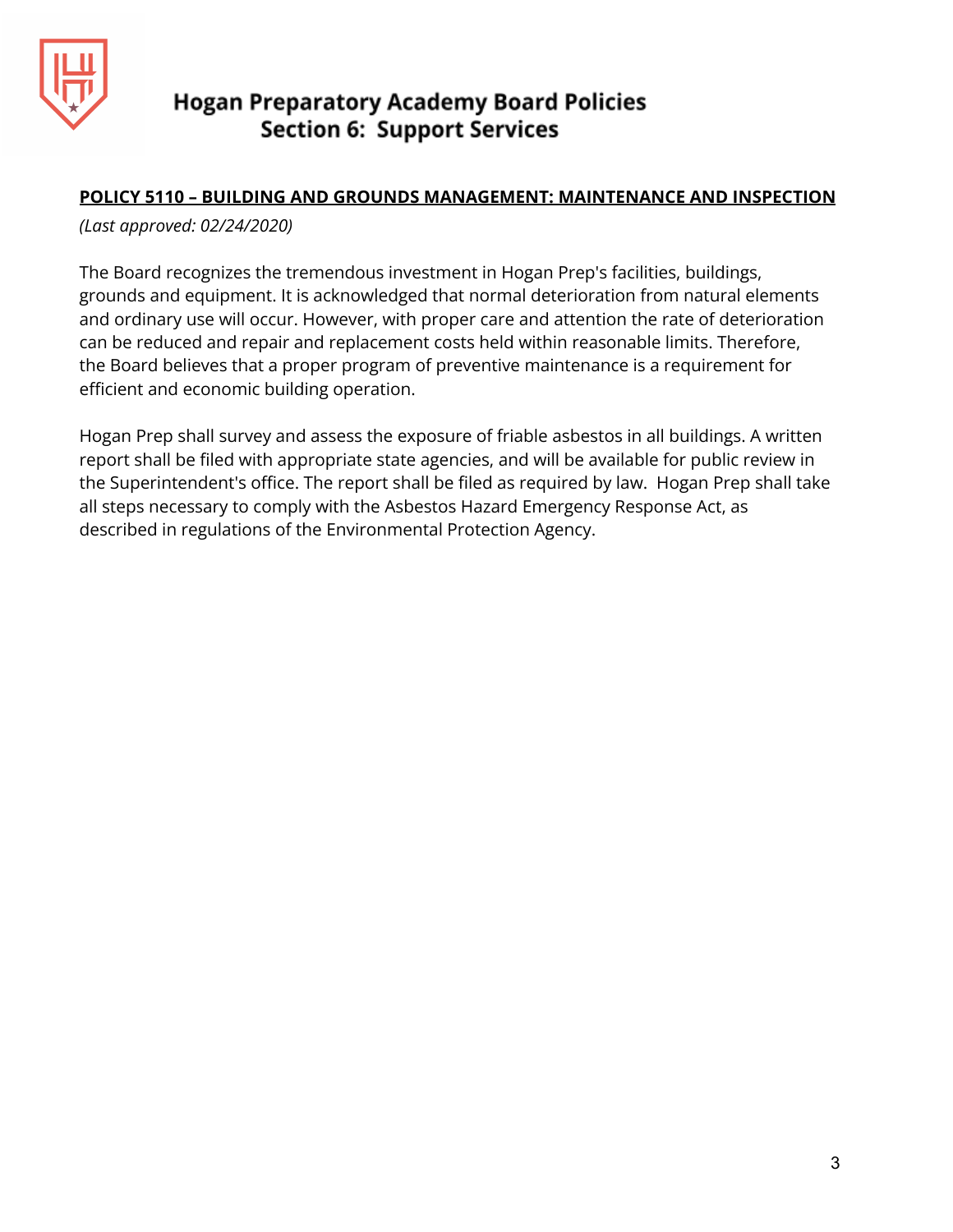## POLICY 5110 – BUILDING AND GROUNDS MANAGEMENT: MAINTENANCE AND INSPECTION

*(Last approved: 02/24/2020)*

The Board recognizes the tremendous investment in Hogan Prep's facilities, buildings, grounds and equipment. It is acknowledged that normal deterioration from natural elements and ordinary use will occur. However, with proper care and attention the rate of deterioration can be reduced and repair and replacement costs held within reasonable limits. Therefore, the Board believes that a proper program of preventive maintenance is a requirement for efficient and economic building operation.

Hogan Prep shall survey and assess the exposure of friable asbestos in all buildings. A written report shall be filed with appropriate state agencies, and will be available for public review in the Superintendent's office. The report shall be filed as required by law. Hogan Prep shall take all steps necessary to comply with the Asbestos Hazard Emergency Response Act, as described in regulations of the Environmental Protection Agency.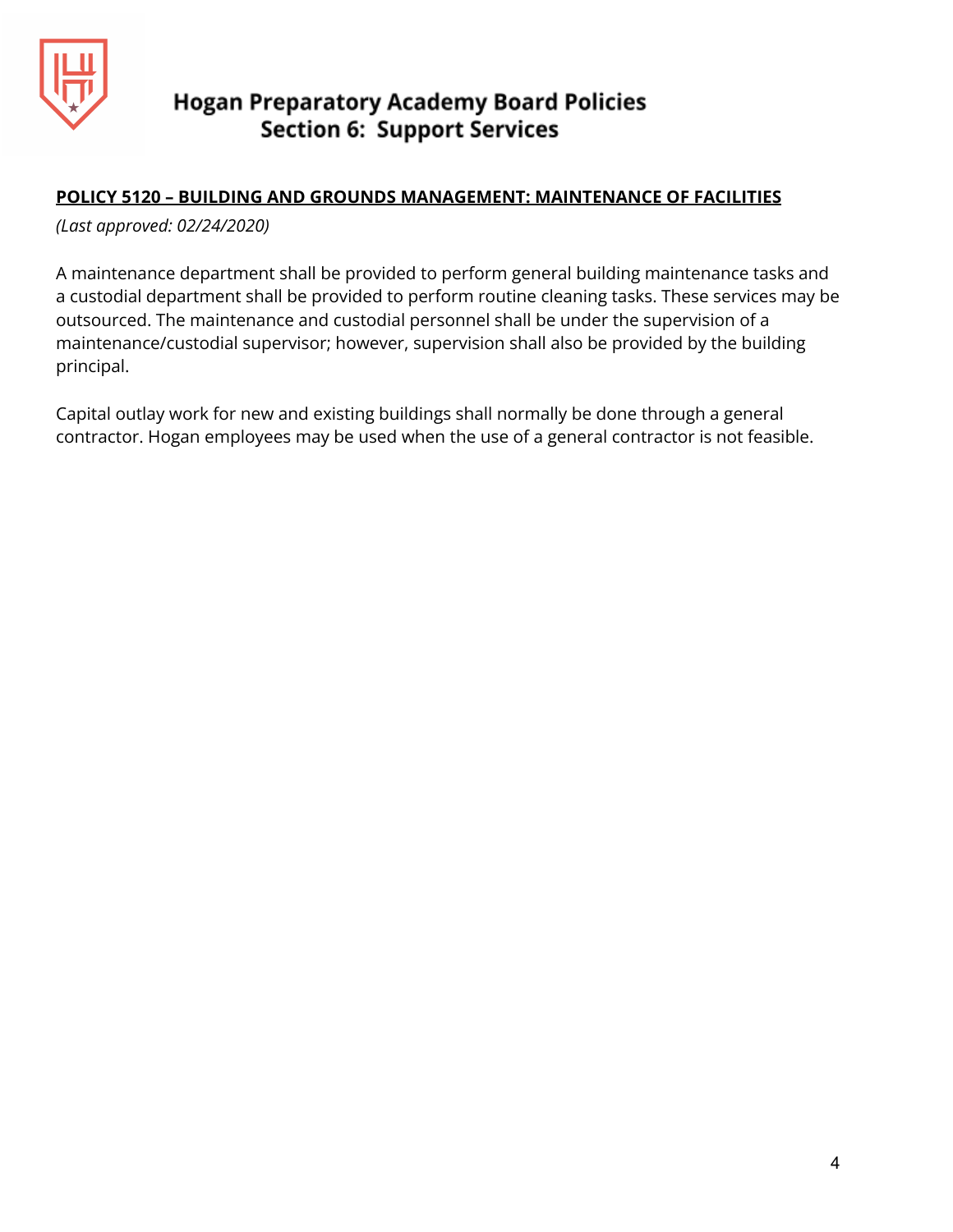## POLICY 5120 – BUILDING AND GROUNDS MANAGEMENT: MAINTENANCE OF FACILITIES

*(Last approved: 02/24/2020)*

A maintenance department shall be provided to perform general building maintenance tasks and a custodial department shall be provided to perform routine cleaning tasks. These services may be outsourced. The maintenance and custodial personnel shall be under the supervision of a maintenance/custodial supervisor; however, supervision shall also be provided by the building principal.

Capital outlay work for new and existing buildings shall normally be done through a general contractor. Hogan employees may be used when the use of a general contractor is not feasible.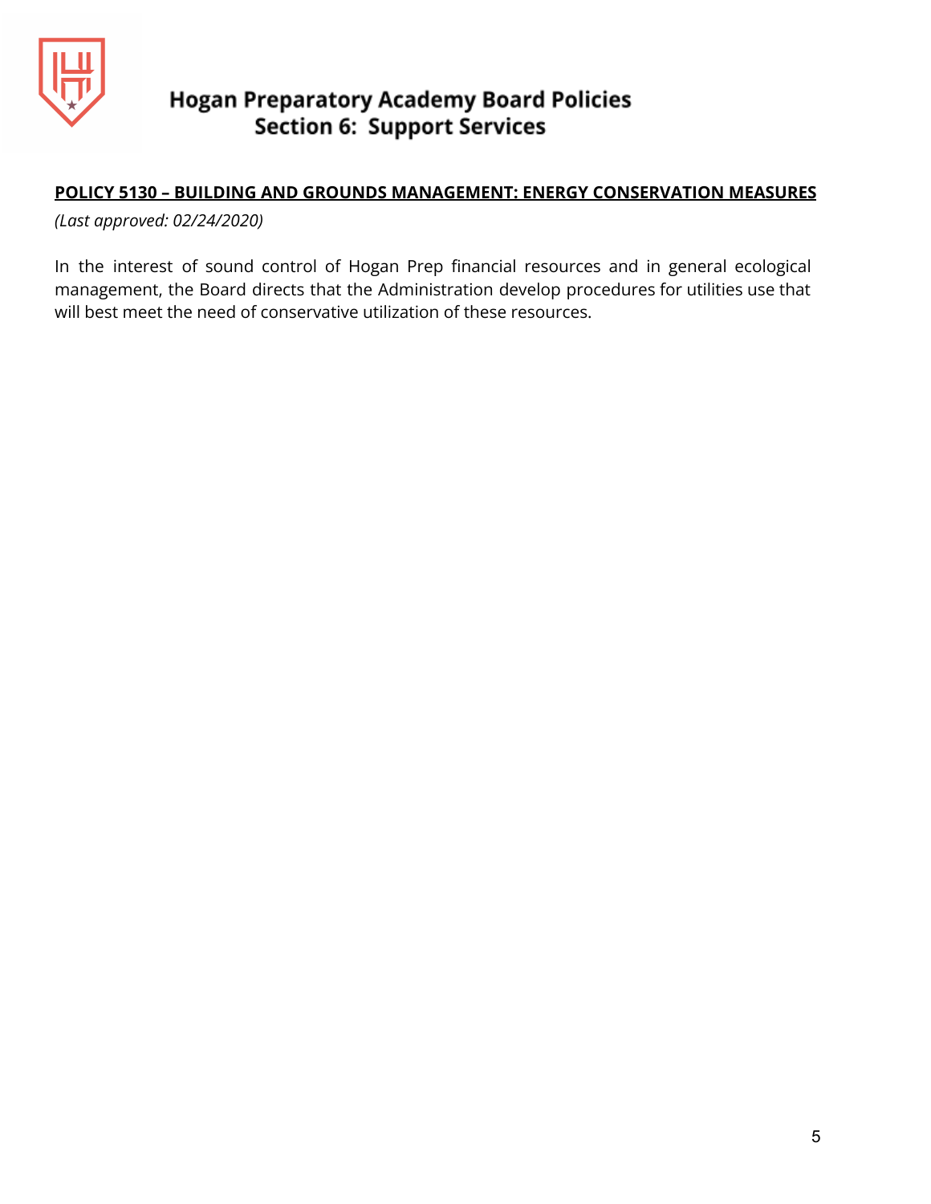# Hogan Preparatory Academy Board Policies
## Section 6: Support Services

**POLICY 5130 – BUILDING AND GROUNDS MANAGEMENT: ENERGY CONSERVATION MEASURES**

*(Last approved: 02/24/2020)*

In the interest of sound control of Hogan Prep financial resources and in general ecological management, the Board directs that the Administration develop procedures for utilities use that will best meet the need of conservative utilization of these resources.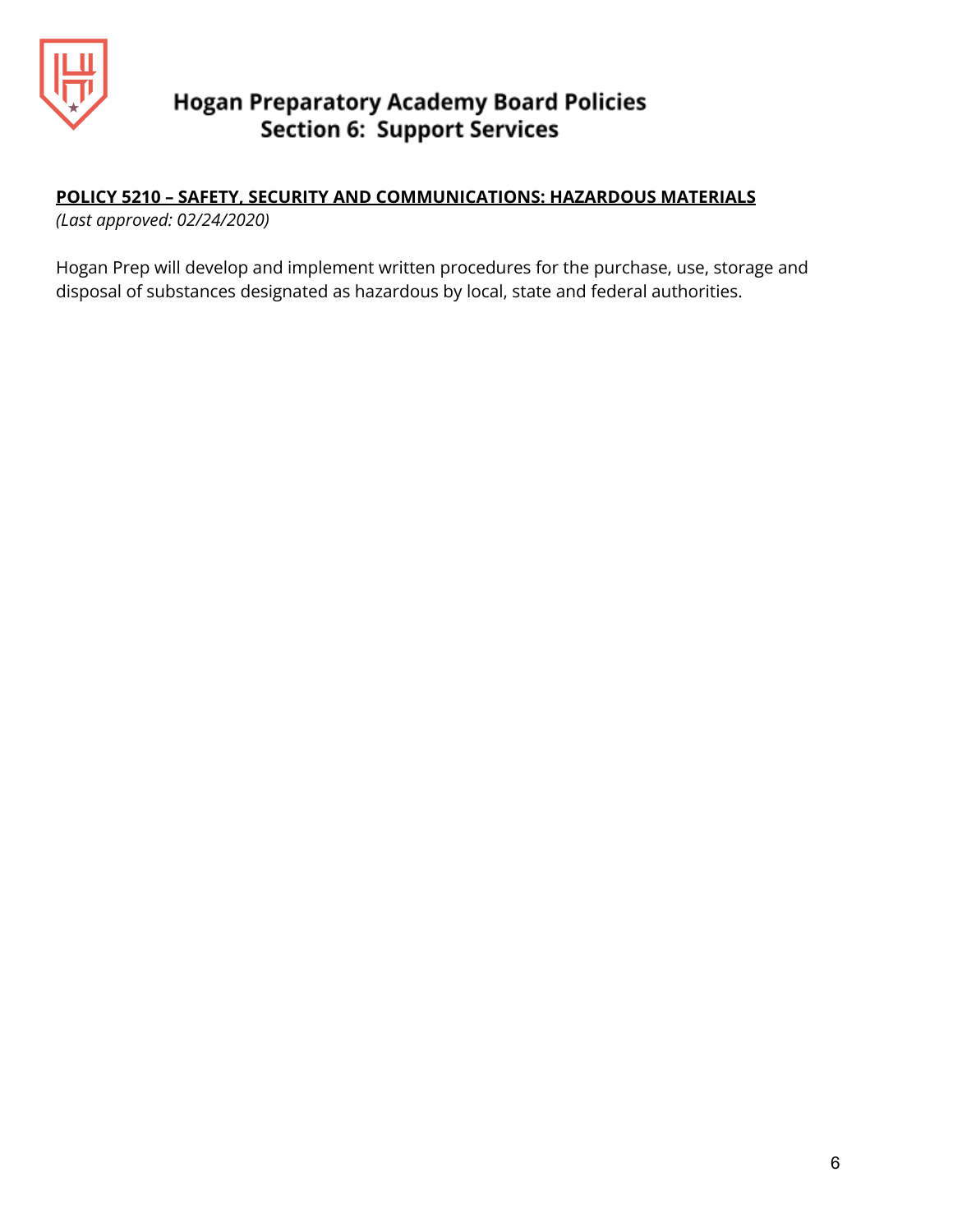**POLICY 5210 – SAFETY, SECURITY AND COMMUNICATIONS: HAZARDOUS MATERIALS**

*(Last approved: 02/24/2020)*

Hogan Prep will develop and implement written procedures for the purchase, use, storage and disposal of substances designated as hazardous by local, state and federal authorities.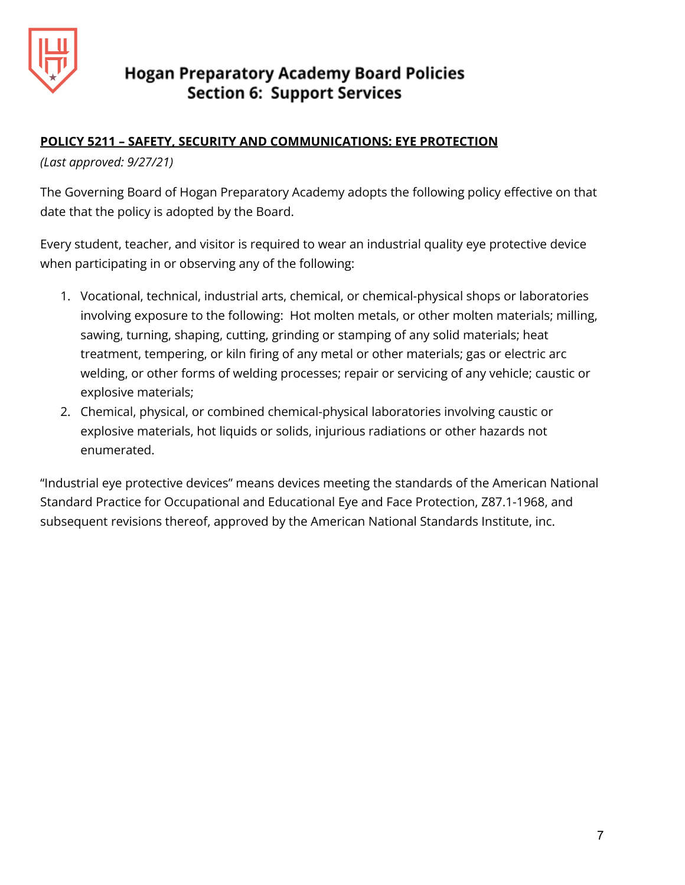# Hogan Preparatory Academy Board Policies
## Section 6: Support Services

**POLICY 5211 – SAFETY, SECURITY AND COMMUNICATIONS: EYE PROTECTION**

*(Last approved: 9/27/21)*

The Governing Board of Hogan Preparatory Academy adopts the following policy effective on that date that the policy is adopted by the Board.

Every student, teacher, and visitor is required to wear an industrial quality eye protective device when participating in or observing any of the following:

1. Vocational, technical, industrial arts, chemical, or chemical-physical shops or laboratories involving exposure to the following: Hot molten metals, or other molten materials; milling, sawing, turning, shaping, cutting, grinding or stamping of any solid materials; heat treatment, tempering, or kiln firing of any metal or other materials; gas or electric arc welding, or other forms of welding processes; repair or servicing of any vehicle; caustic or explosive materials;
2. Chemical, physical, or combined chemical-physical laboratories involving caustic or explosive materials, hot liquids or solids, injurious radiations or other hazards not enumerated.

"Industrial eye protective devices" means devices meeting the standards of the American National Standard Practice for Occupational and Educational Eye and Face Protection, Z87.1-1968, and subsequent revisions thereof, approved by the American National Standards Institute, inc.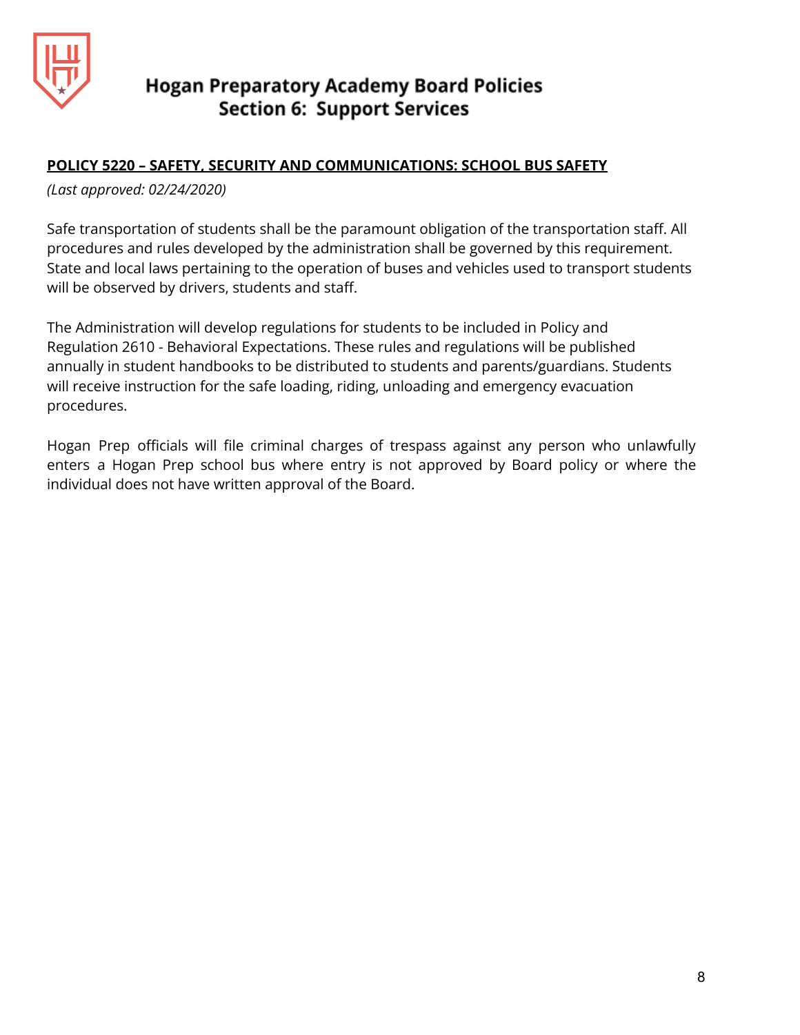# Hogan Preparatory Academy Board Policies
## Section 6: Support Services

**POLICY 5220 – SAFETY, SECURITY AND COMMUNICATIONS: SCHOOL BUS SAFETY**

*(Last approved: 02/24/2020)*

Safe transportation of students shall be the paramount obligation of the transportation staff. All procedures and rules developed by the administration shall be governed by this requirement. State and local laws pertaining to the operation of buses and vehicles used to transport students will be observed by drivers, students and staff.

The Administration will develop regulations for students to be included in Policy and Regulation 2610 - Behavioral Expectations. These rules and regulations will be published annually in student handbooks to be distributed to students and parents/guardians. Students will receive instruction for the safe loading, riding, unloading and emergency evacuation procedures.

Hogan Prep officials will file criminal charges of trespass against any person who unlawfully enters a Hogan Prep school bus where entry is not approved by Board policy or where the individual does not have written approval of the Board.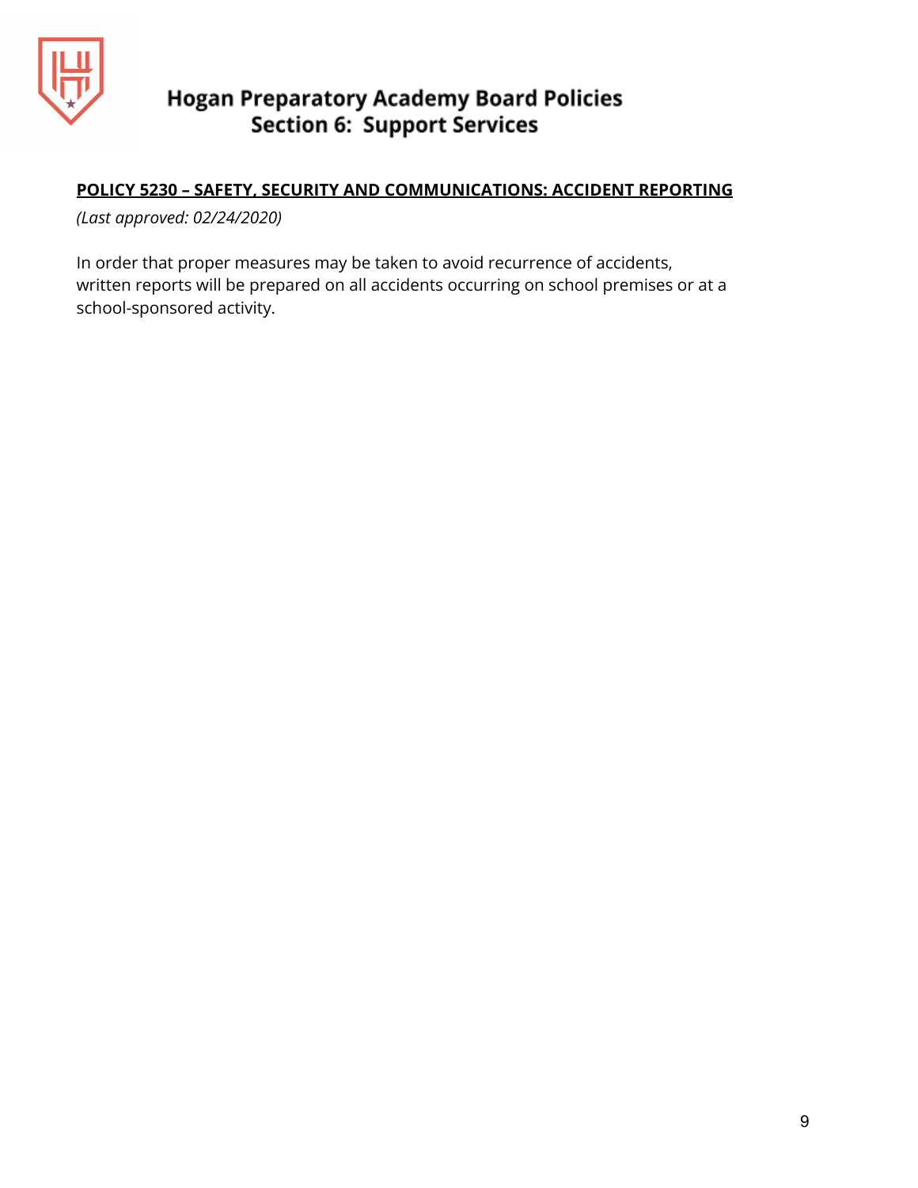## POLICY 5230 – SAFETY, SECURITY AND COMMUNICATIONS: ACCIDENT REPORTING

*(Last approved: 02/24/2020)*

In order that proper measures may be taken to avoid recurrence of accidents, written reports will be prepared on all accidents occurring on school premises or at a school-sponsored activity.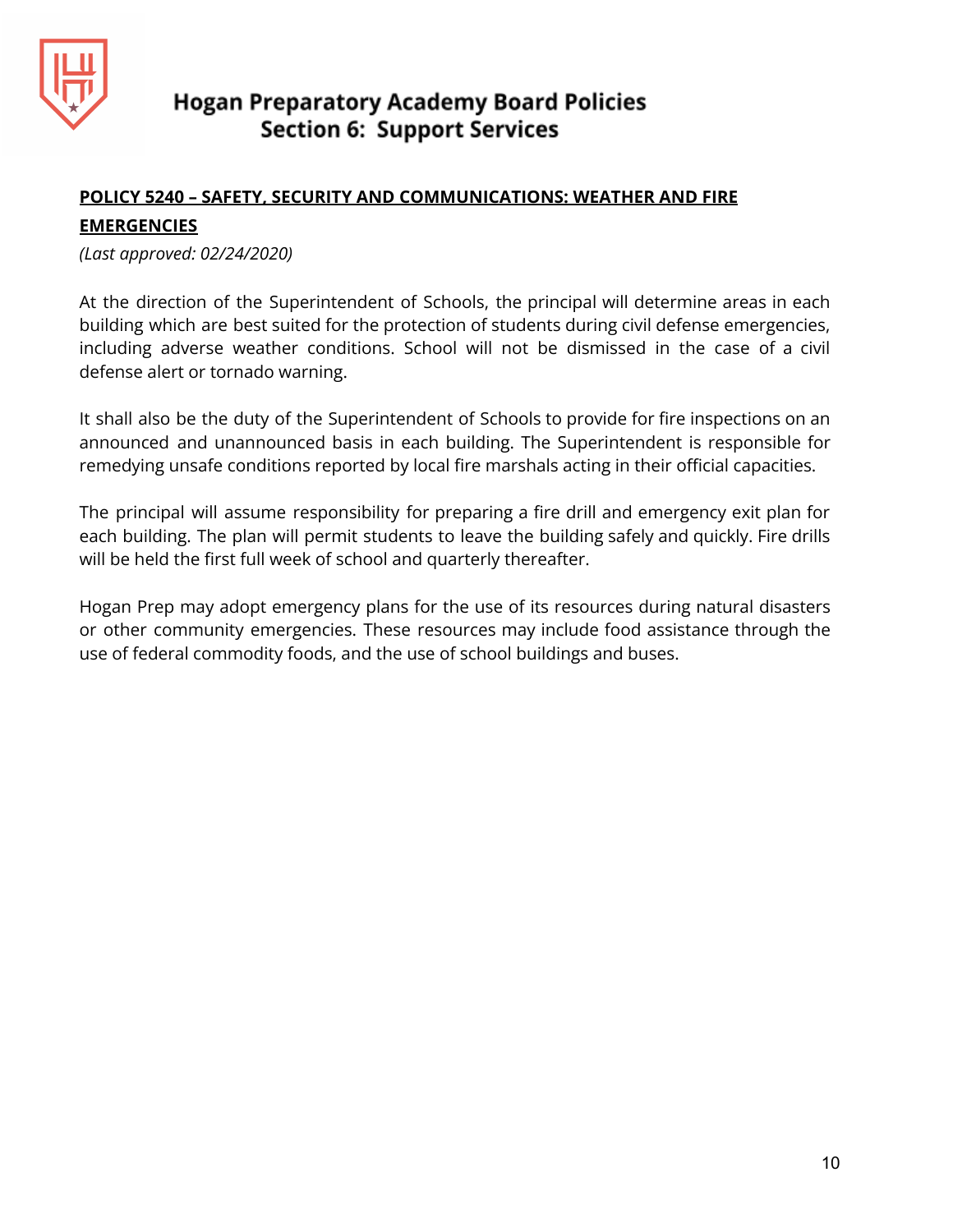## **POLICY 5240 – SAFETY, SECURITY AND COMMUNICATIONS: WEATHER AND FIRE EMERGENCIES**

*(Last approved: 02/24/2020)*

At the direction of the Superintendent of Schools, the principal will determine areas in each building which are best suited for the protection of students during civil defense emergencies, including adverse weather conditions. School will not be dismissed in the case of a civil defense alert or tornado warning.

It shall also be the duty of the Superintendent of Schools to provide for fire inspections on an announced and unannounced basis in each building. The Superintendent is responsible for remedying unsafe conditions reported by local fire marshals acting in their official capacities.

The principal will assume responsibility for preparing a fire drill and emergency exit plan for each building. The plan will permit students to leave the building safely and quickly. Fire drills will be held the first full week of school and quarterly thereafter.

Hogan Prep may adopt emergency plans for the use of its resources during natural disasters or other community emergencies. These resources may include food assistance through the use of federal commodity foods, and the use of school buildings and buses.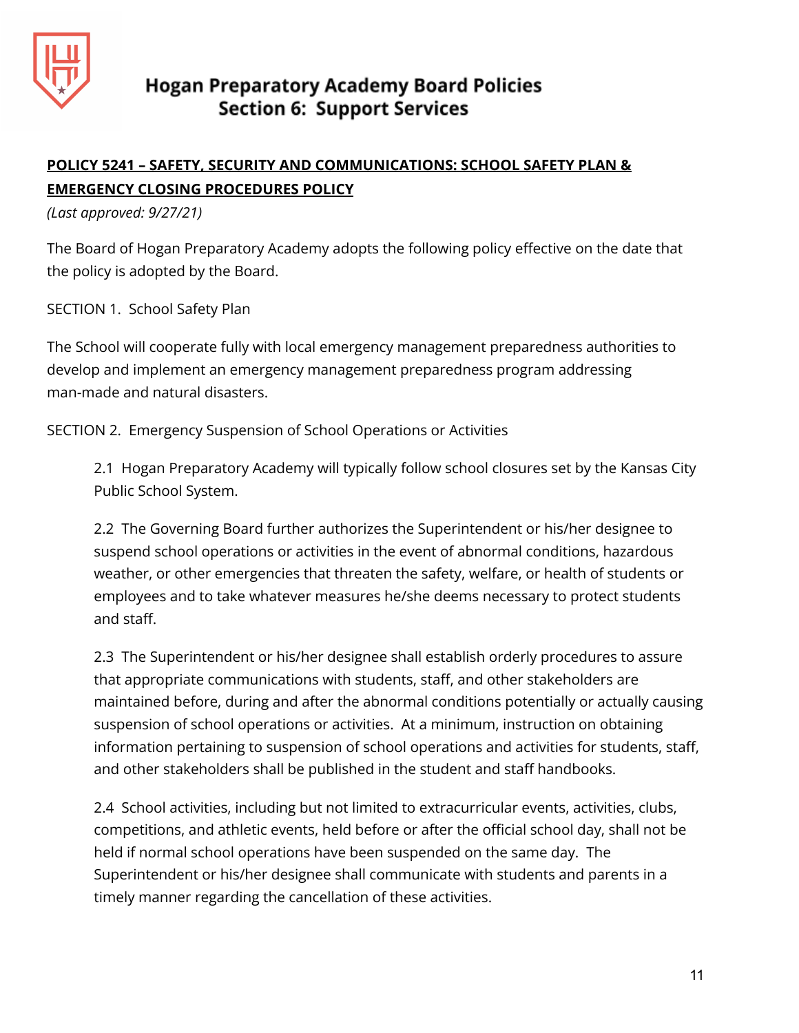# Hogan Preparatory Academy Board Policies
## Section 6: Support Services

**POLICY 5241 – SAFETY, SECURITY AND COMMUNICATIONS: SCHOOL SAFETY PLAN & EMERGENCY CLOSING PROCEDURES POLICY**

*(Last approved: 9/27/21)*

The Board of Hogan Preparatory Academy adopts the following policy effective on the date that the policy is adopted by the Board.

SECTION 1. School Safety Plan

The School will cooperate fully with local emergency management preparedness authorities to develop and implement an emergency management preparedness program addressing man-made and natural disasters.

SECTION 2. Emergency Suspension of School Operations or Activities

2.1 Hogan Preparatory Academy will typically follow school closures set by the Kansas City Public School System.

2.2 The Governing Board further authorizes the Superintendent or his/her designee to suspend school operations or activities in the event of abnormal conditions, hazardous weather, or other emergencies that threaten the safety, welfare, or health of students or employees and to take whatever measures he/she deems necessary to protect students and staff.

2.3 The Superintendent or his/her designee shall establish orderly procedures to assure that appropriate communications with students, staff, and other stakeholders are maintained before, during and after the abnormal conditions potentially or actually causing suspension of school operations or activities. At a minimum, instruction on obtaining information pertaining to suspension of school operations and activities for students, staff, and other stakeholders shall be published in the student and staff handbooks.

2.4 School activities, including but not limited to extracurricular events, activities, clubs, competitions, and athletic events, held before or after the official school day, shall not be held if normal school operations have been suspended on the same day. The Superintendent or his/her designee shall communicate with students and parents in a timely manner regarding the cancellation of these activities.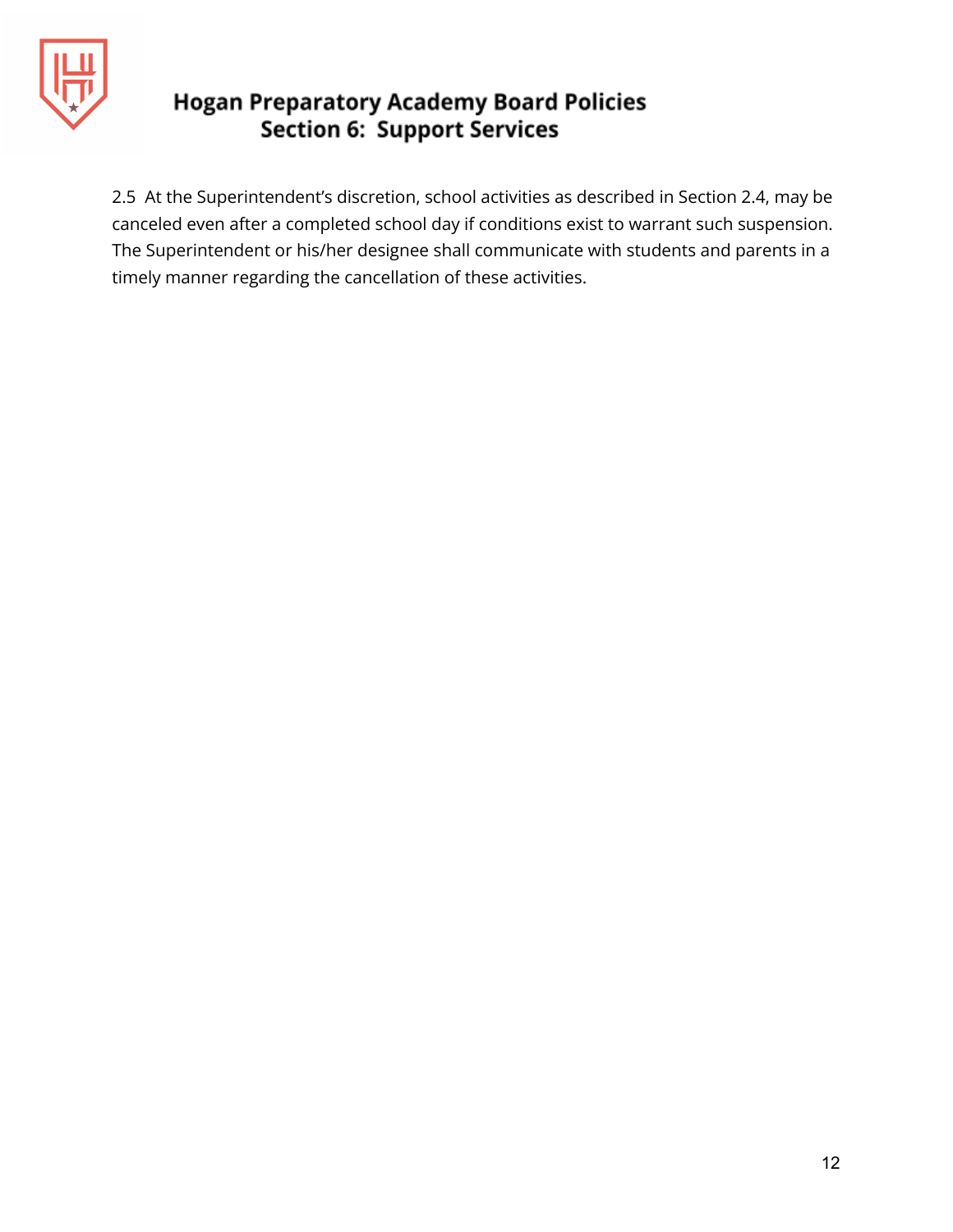2.5 At the Superintendent's discretion, school activities as described in Section 2.4, may be canceled even after a completed school day if conditions exist to warrant such suspension. The Superintendent or his/her designee shall communicate with students and parents in a timely manner regarding the cancellation of these activities.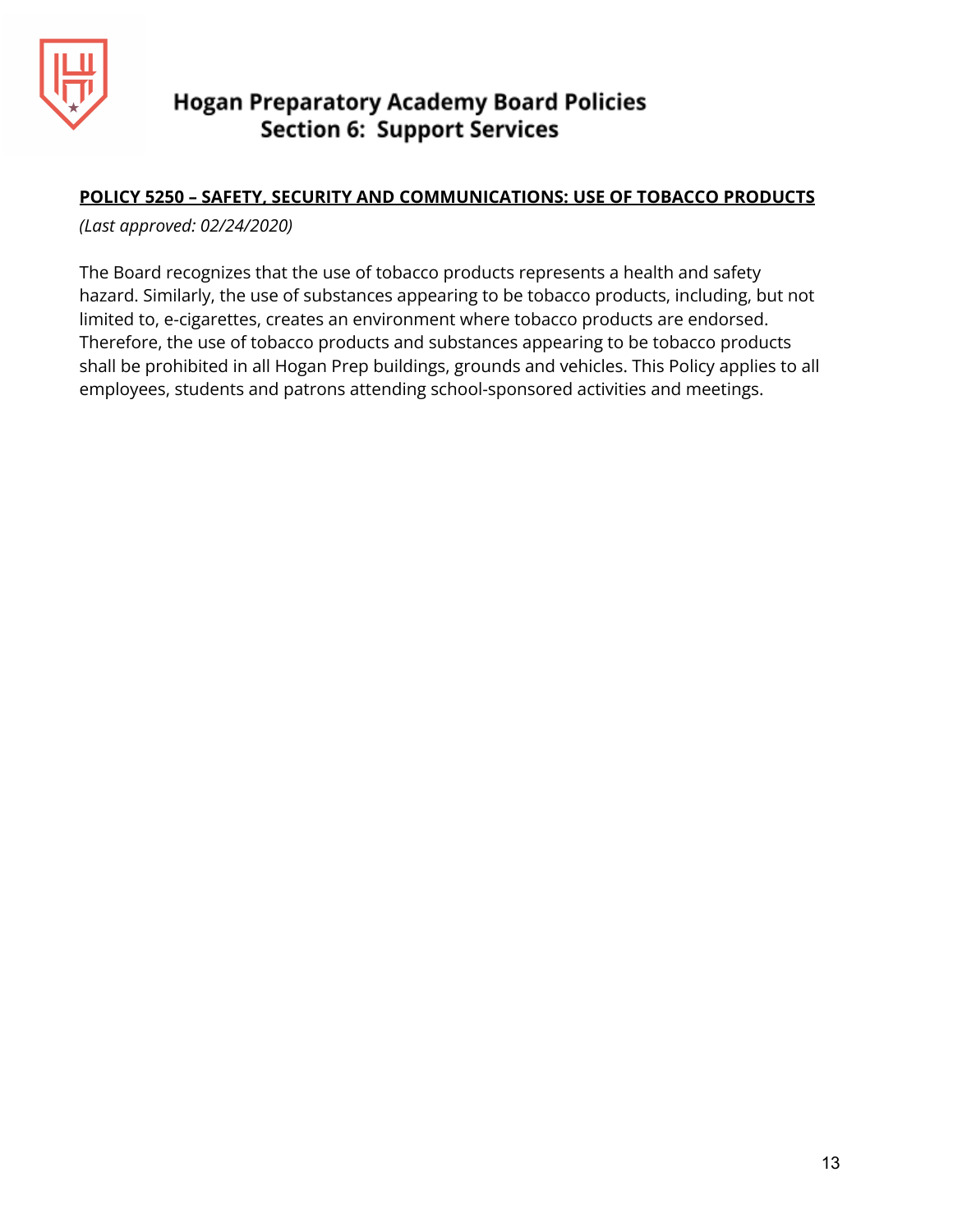## POLICY 5250 – SAFETY, SECURITY AND COMMUNICATIONS: USE OF TOBACCO PRODUCTS

*(Last approved: 02/24/2020)*

The Board recognizes that the use of tobacco products represents a health and safety hazard. Similarly, the use of substances appearing to be tobacco products, including, but not limited to, e-cigarettes, creates an environment where tobacco products are endorsed. Therefore, the use of tobacco products and substances appearing to be tobacco products shall be prohibited in all Hogan Prep buildings, grounds and vehicles. This Policy applies to all employees, students and patrons attending school-sponsored activities and meetings.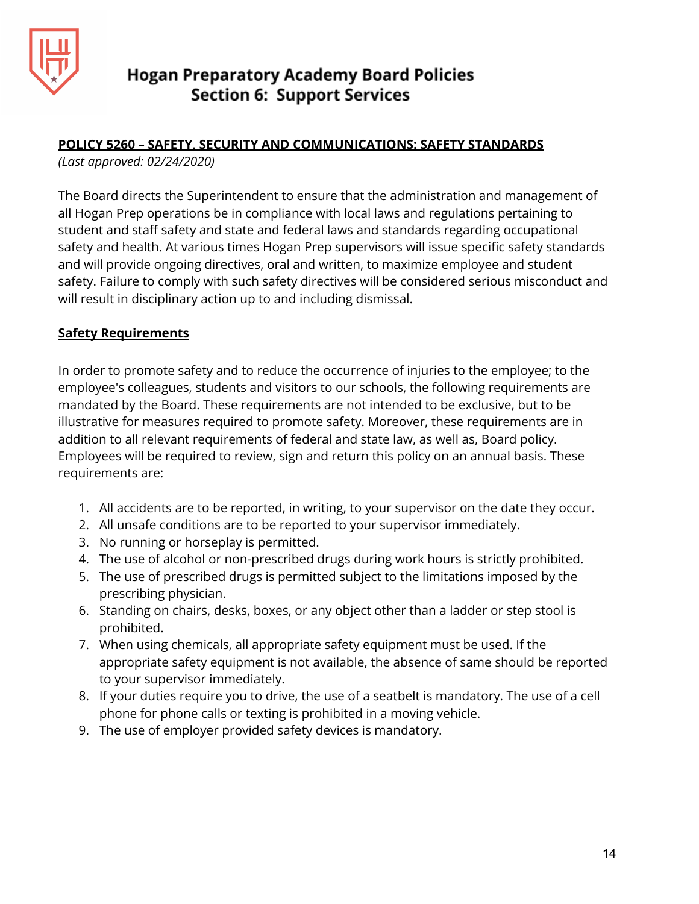# Hogan Preparatory Academy Board Policies
## Section 6: Support Services

**POLICY 5260 – SAFETY, SECURITY AND COMMUNICATIONS: SAFETY STANDARDS**

*(Last approved: 02/24/2020)*

The Board directs the Superintendent to ensure that the administration and management of all Hogan Prep operations be in compliance with local laws and regulations pertaining to student and staff safety and state and federal laws and standards regarding occupational safety and health. At various times Hogan Prep supervisors will issue specific safety standards and will provide ongoing directives, oral and written, to maximize employee and student safety. Failure to comply with such safety directives will be considered serious misconduct and will result in disciplinary action up to and including dismissal.

**Safety Requirements**

In order to promote safety and to reduce the occurrence of injuries to the employee; to the employee's colleagues, students and visitors to our schools, the following requirements are mandated by the Board. These requirements are not intended to be exclusive, but to be illustrative for measures required to promote safety. Moreover, these requirements are in addition to all relevant requirements of federal and state law, as well as, Board policy. Employees will be required to review, sign and return this policy on an annual basis. These requirements are:

1. All accidents are to be reported, in writing, to your supervisor on the date they occur.
2. All unsafe conditions are to be reported to your supervisor immediately.
3. No running or horseplay is permitted.
4. The use of alcohol or non-prescribed drugs during work hours is strictly prohibited.
5. The use of prescribed drugs is permitted subject to the limitations imposed by the prescribing physician.
6. Standing on chairs, desks, boxes, or any object other than a ladder or step stool is prohibited.
7. When using chemicals, all appropriate safety equipment must be used. If the appropriate safety equipment is not available, the absence of same should be reported to your supervisor immediately.
8. If your duties require you to drive, the use of a seatbelt is mandatory. The use of a cell phone for phone calls or texting is prohibited in a moving vehicle.
9. The use of employer provided safety devices is mandatory.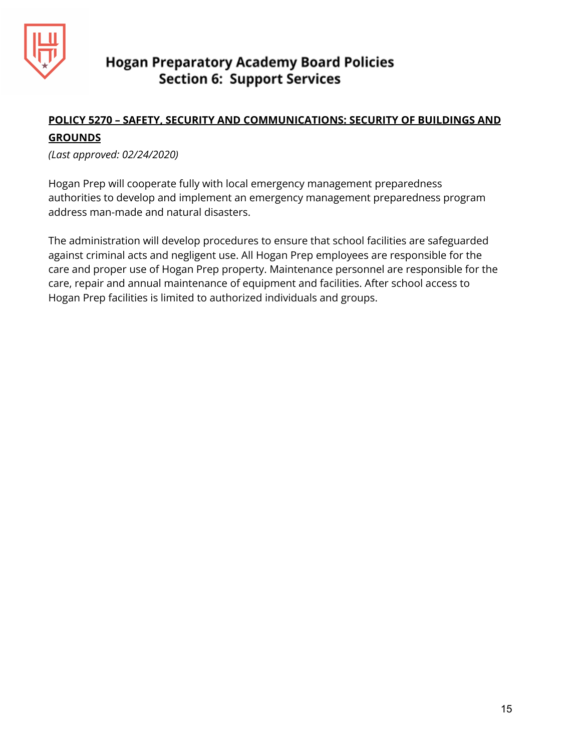# Hogan Preparatory Academy Board Policies
## Section 6: Support Services

**POLICY 5270 – SAFETY, SECURITY AND COMMUNICATIONS: SECURITY OF BUILDINGS AND GROUNDS**

*(Last approved: 02/24/2020)*

Hogan Prep will cooperate fully with local emergency management preparedness authorities to develop and implement an emergency management preparedness program address man-made and natural disasters.

The administration will develop procedures to ensure that school facilities are safeguarded against criminal acts and negligent use. All Hogan Prep employees are responsible for the care and proper use of Hogan Prep property. Maintenance personnel are responsible for the care, repair and annual maintenance of equipment and facilities. After school access to Hogan Prep facilities is limited to authorized individuals and groups.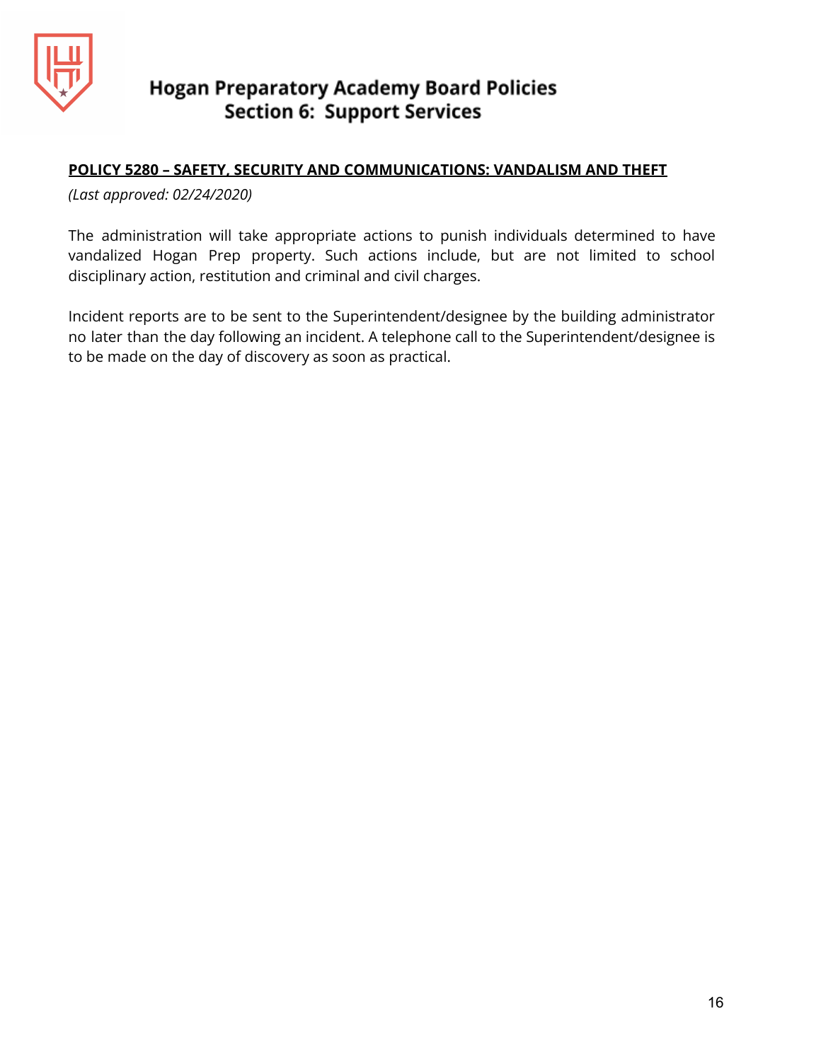**POLICY 5280 – SAFETY, SECURITY AND COMMUNICATIONS: VANDALISM AND THEFT**

*(Last approved: 02/24/2020)*

The administration will take appropriate actions to punish individuals determined to have vandalized Hogan Prep property. Such actions include, but are not limited to school disciplinary action, restitution and criminal and civil charges.

Incident reports are to be sent to the Superintendent/designee by the building administrator no later than the day following an incident. A telephone call to the Superintendent/designee is to be made on the day of discovery as soon as practical.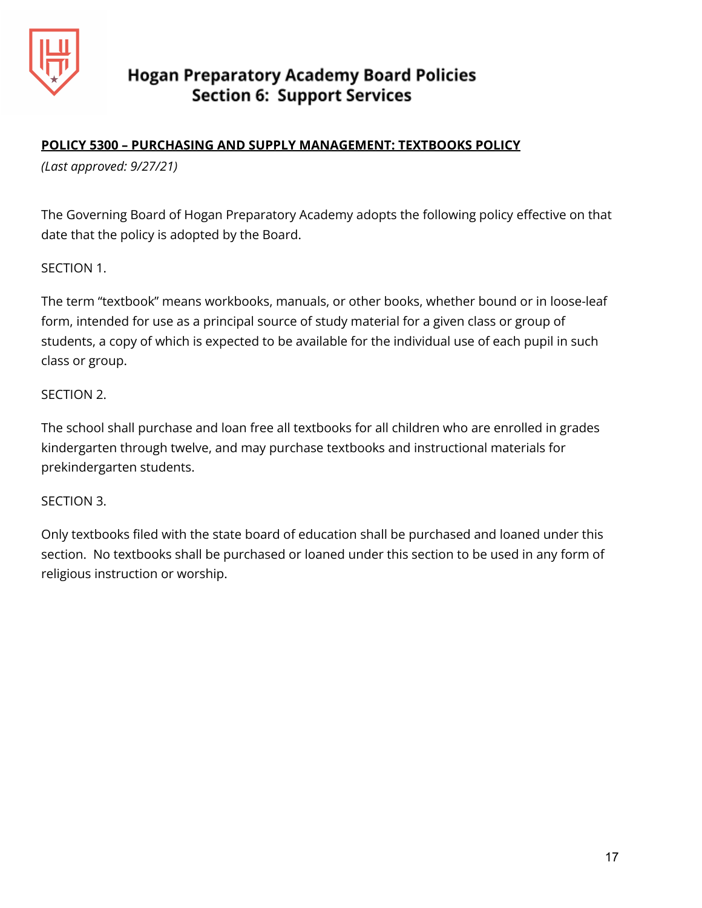# Hogan Preparatory Academy Board Policies
## Section 6: Support Services

**POLICY 5300 – PURCHASING AND SUPPLY MANAGEMENT: TEXTBOOKS POLICY**

*(Last approved: 9/27/21)*

The Governing Board of Hogan Preparatory Academy adopts the following policy effective on that date that the policy is adopted by the Board.

SECTION 1.

The term "textbook" means workbooks, manuals, or other books, whether bound or in loose-leaf form, intended for use as a principal source of study material for a given class or group of students, a copy of which is expected to be available for the individual use of each pupil in such class or group.

SECTION 2.

The school shall purchase and loan free all textbooks for all children who are enrolled in grades kindergarten through twelve, and may purchase textbooks and instructional materials for prekindergarten students.

SECTION 3.

Only textbooks filed with the state board of education shall be purchased and loaned under this section. No textbooks shall be purchased or loaned under this section to be used in any form of religious instruction or worship.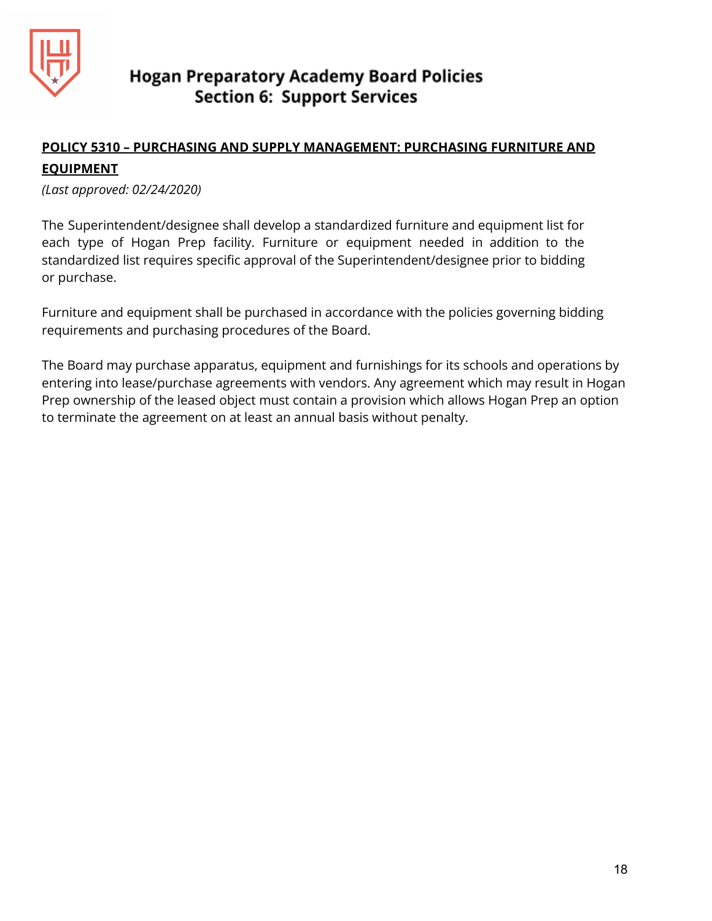## POLICY 5310 – PURCHASING AND SUPPLY MANAGEMENT: PURCHASING FURNITURE AND EQUIPMENT

*(Last approved: 02/24/2020)*

The Superintendent/designee shall develop a standardized furniture and equipment list for each type of Hogan Prep facility. Furniture or equipment needed in addition to the standardized list requires specific approval of the Superintendent/designee prior to bidding or purchase.

Furniture and equipment shall be purchased in accordance with the policies governing bidding requirements and purchasing procedures of the Board.

The Board may purchase apparatus, equipment and furnishings for its schools and operations by entering into lease/purchase agreements with vendors. Any agreement which may result in Hogan Prep ownership of the leased object must contain a provision which allows Hogan Prep an option to terminate the agreement on at least an annual basis without penalty.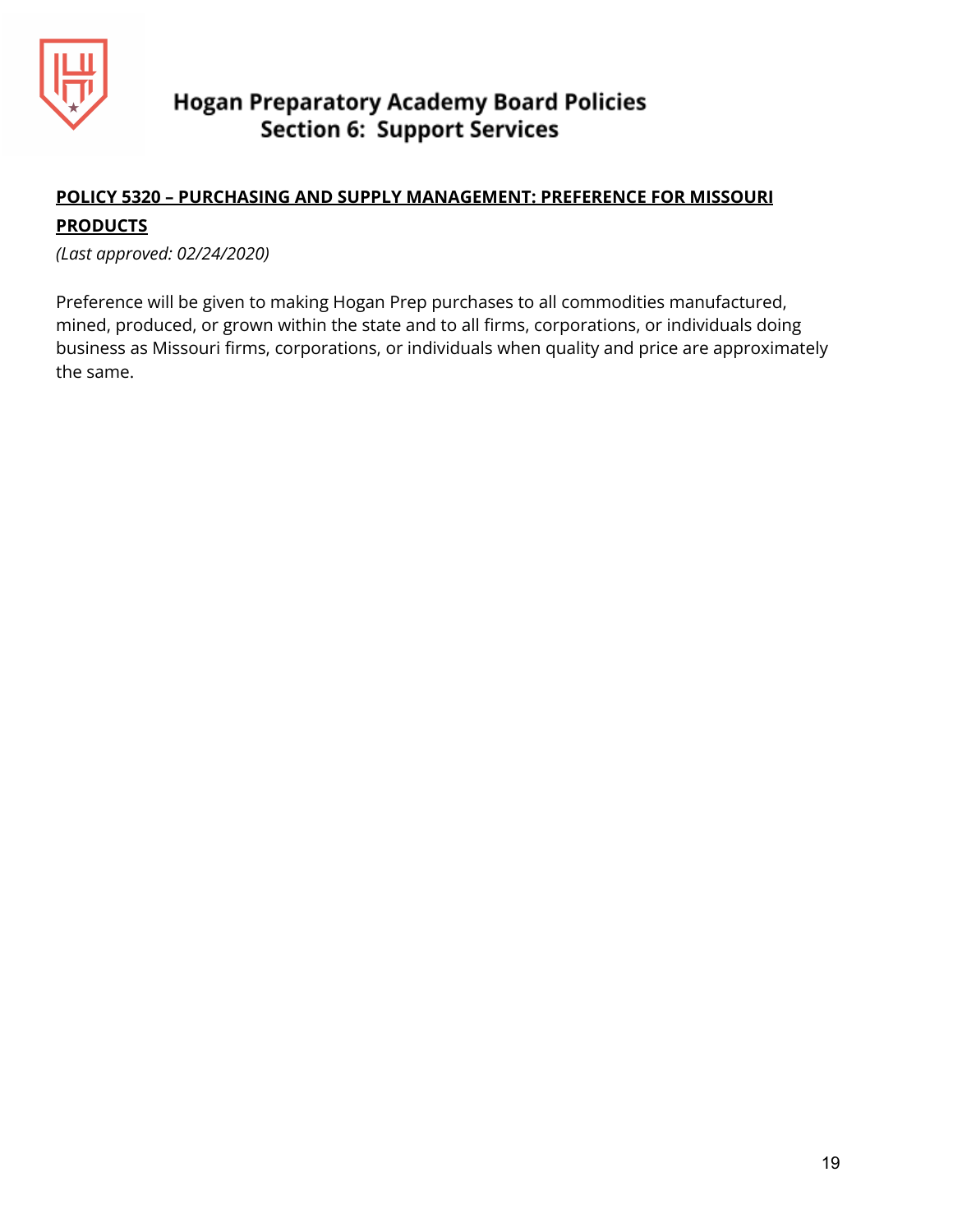## POLICY 5320 – PURCHASING AND SUPPLY MANAGEMENT: PREFERENCE FOR MISSOURI PRODUCTS

*(Last approved: 02/24/2020)*

Preference will be given to making Hogan Prep purchases to all commodities manufactured, mined, produced, or grown within the state and to all firms, corporations, or individuals doing business as Missouri firms, corporations, or individuals when quality and price are approximately the same.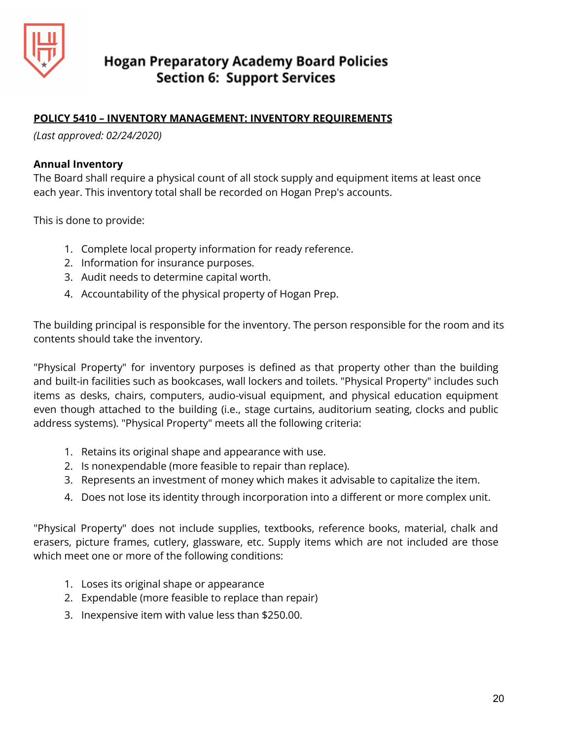## POLICY 5410 – INVENTORY MANAGEMENT: INVENTORY REQUIREMENTS

*(Last approved: 02/24/2020)*

**Annual Inventory**

The Board shall require a physical count of all stock supply and equipment items at least once each year. This inventory total shall be recorded on Hogan Prep's accounts.

This is done to provide:

1. Complete local property information for ready reference.
2. Information for insurance purposes.
3. Audit needs to determine capital worth.
4. Accountability of the physical property of Hogan Prep.

The building principal is responsible for the inventory. The person responsible for the room and its contents should take the inventory.

"Physical Property" for inventory purposes is defined as that property other than the building and built-in facilities such as bookcases, wall lockers and toilets. "Physical Property" includes such items as desks, chairs, computers, audio-visual equipment, and physical education equipment even though attached to the building (i.e., stage curtains, auditorium seating, clocks and public address systems). "Physical Property" meets all the following criteria:

1. Retains its original shape and appearance with use.
2. Is nonexpendable (more feasible to repair than replace).
3. Represents an investment of money which makes it advisable to capitalize the item.
4. Does not lose its identity through incorporation into a different or more complex unit.

"Physical Property" does not include supplies, textbooks, reference books, material, chalk and erasers, picture frames, cutlery, glassware, etc. Supply items which are not included are those which meet one or more of the following conditions:

1. Loses its original shape or appearance
2. Expendable (more feasible to replace than repair)
3. Inexpensive item with value less than $250.00.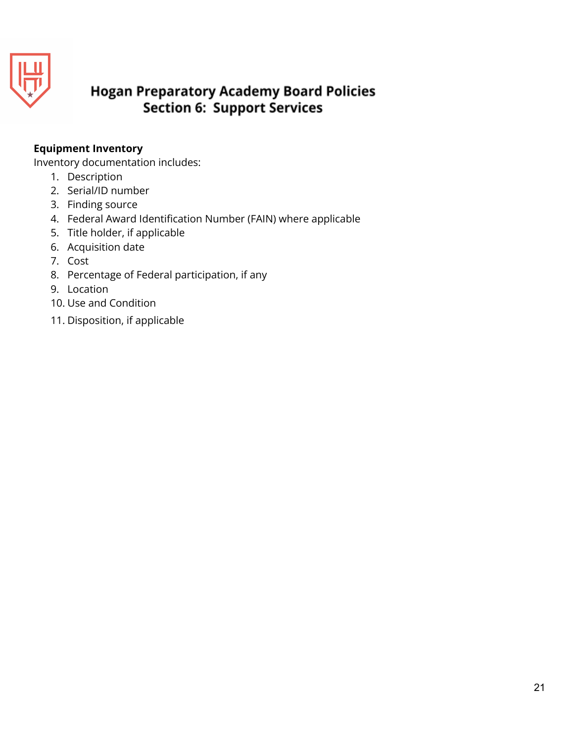**Equipment Inventory**

Inventory documentation includes:

1. Description
2. Serial/ID number
3. Finding source
4. Federal Award Identification Number (FAIN) where applicable
5. Title holder, if applicable
6. Acquisition date
7. Cost
8. Percentage of Federal participation, if any
9. Location
10. Use and Condition
11. Disposition, if applicable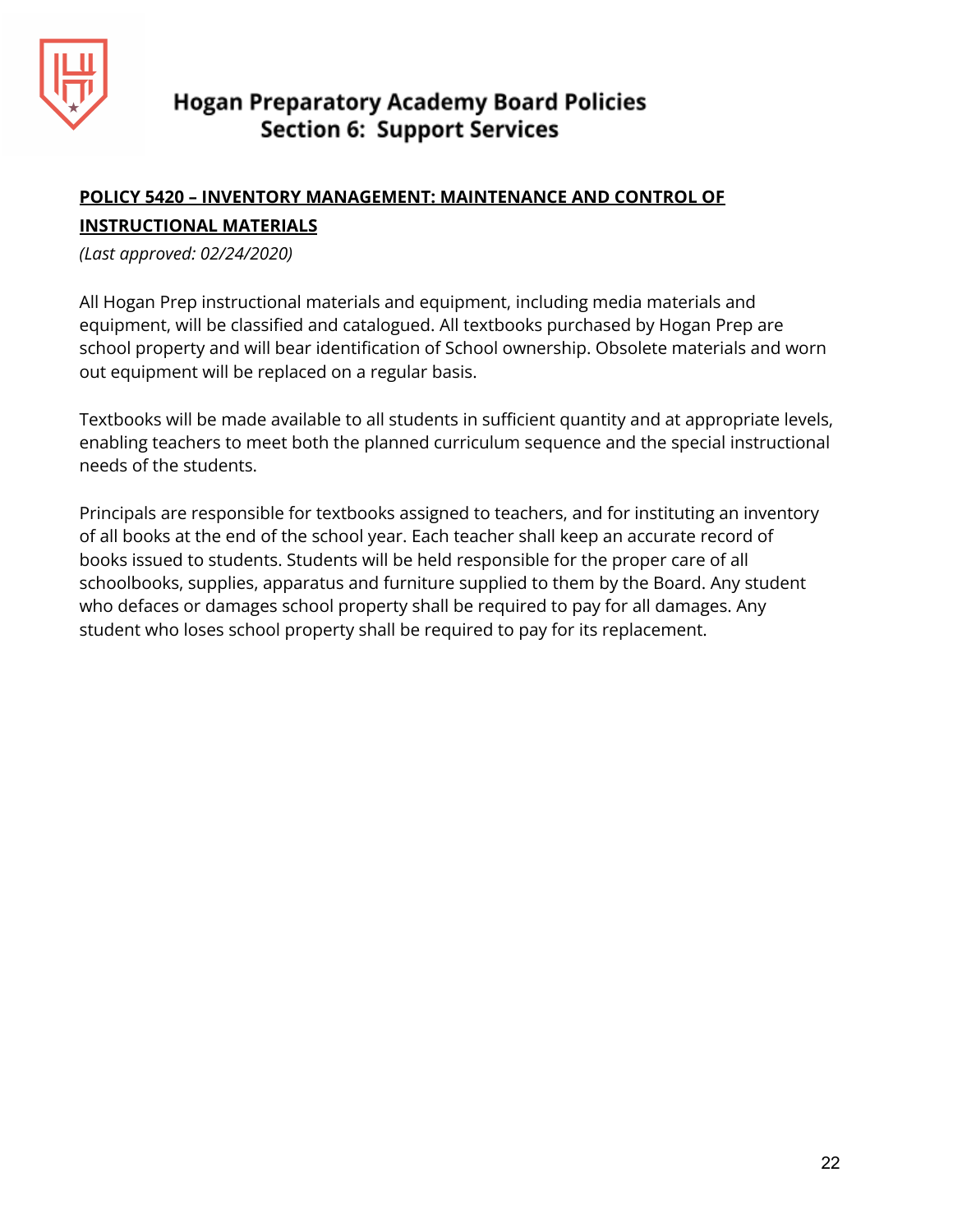## POLICY 5420 – INVENTORY MANAGEMENT: MAINTENANCE AND CONTROL OF INSTRUCTIONAL MATERIALS

*(Last approved: 02/24/2020)*

All Hogan Prep instructional materials and equipment, including media materials and equipment, will be classified and catalogued. All textbooks purchased by Hogan Prep are school property and will bear identification of School ownership. Obsolete materials and worn out equipment will be replaced on a regular basis.

Textbooks will be made available to all students in sufficient quantity and at appropriate levels, enabling teachers to meet both the planned curriculum sequence and the special instructional needs of the students.

Principals are responsible for textbooks assigned to teachers, and for instituting an inventory of all books at the end of the school year. Each teacher shall keep an accurate record of books issued to students. Students will be held responsible for the proper care of all schoolbooks, supplies, apparatus and furniture supplied to them by the Board. Any student who defaces or damages school property shall be required to pay for all damages. Any student who loses school property shall be required to pay for its replacement.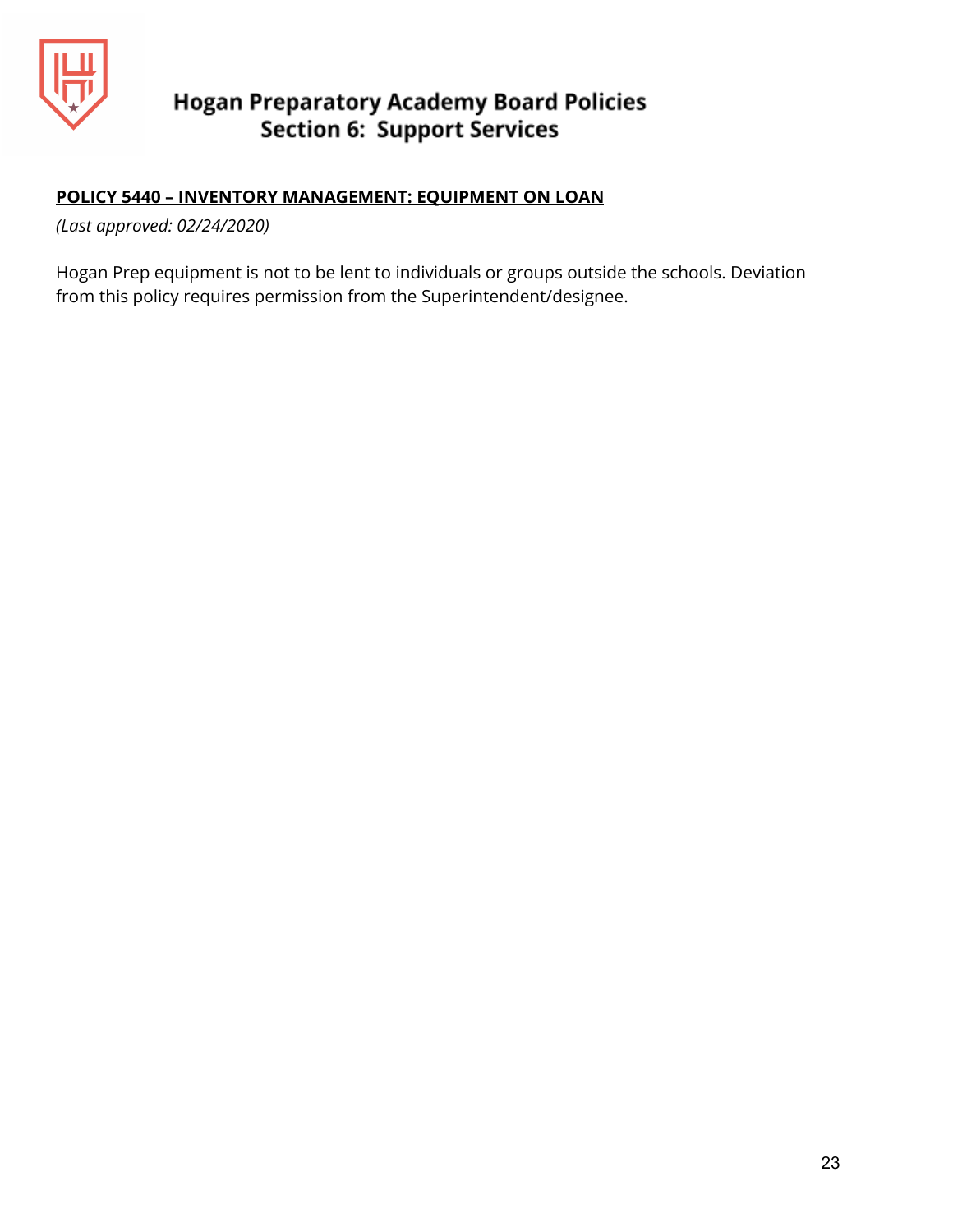## POLICY 5440 – INVENTORY MANAGEMENT: EQUIPMENT ON LOAN

*(Last approved: 02/24/2020)*

Hogan Prep equipment is not to be lent to individuals or groups outside the schools. Deviation from this policy requires permission from the Superintendent/designee.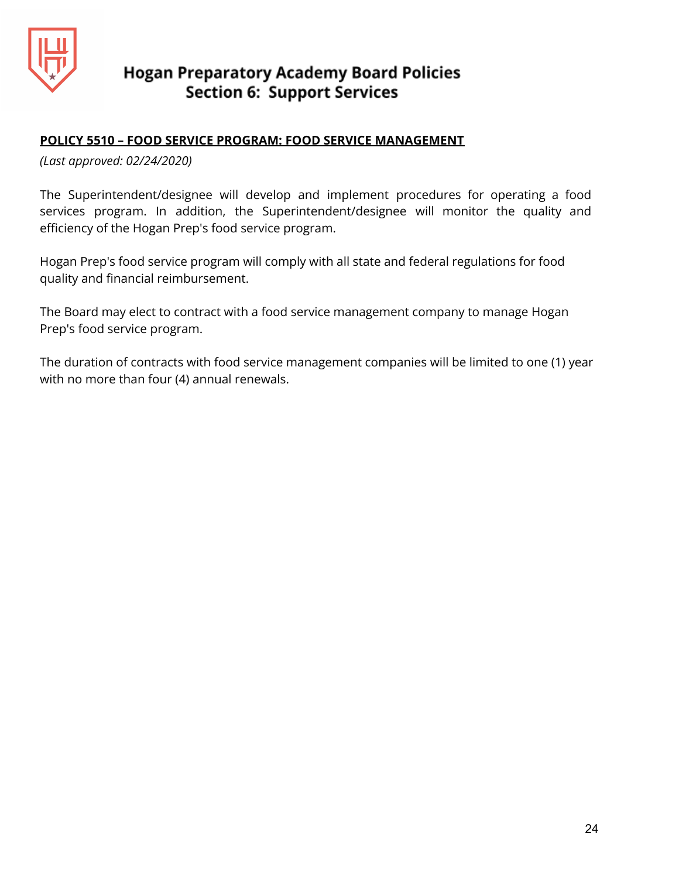# Hogan Preparatory Academy Board Policies
## Section 6: Support Services

### POLICY 5510 – FOOD SERVICE PROGRAM: FOOD SERVICE MANAGEMENT

*(Last approved: 02/24/2020)*

The Superintendent/designee will develop and implement procedures for operating a food services program. In addition, the Superintendent/designee will monitor the quality and efficiency of the Hogan Prep's food service program.

Hogan Prep's food service program will comply with all state and federal regulations for food quality and financial reimbursement.

The Board may elect to contract with a food service management company to manage Hogan Prep's food service program.

The duration of contracts with food service management companies will be limited to one (1) year with no more than four (4) annual renewals.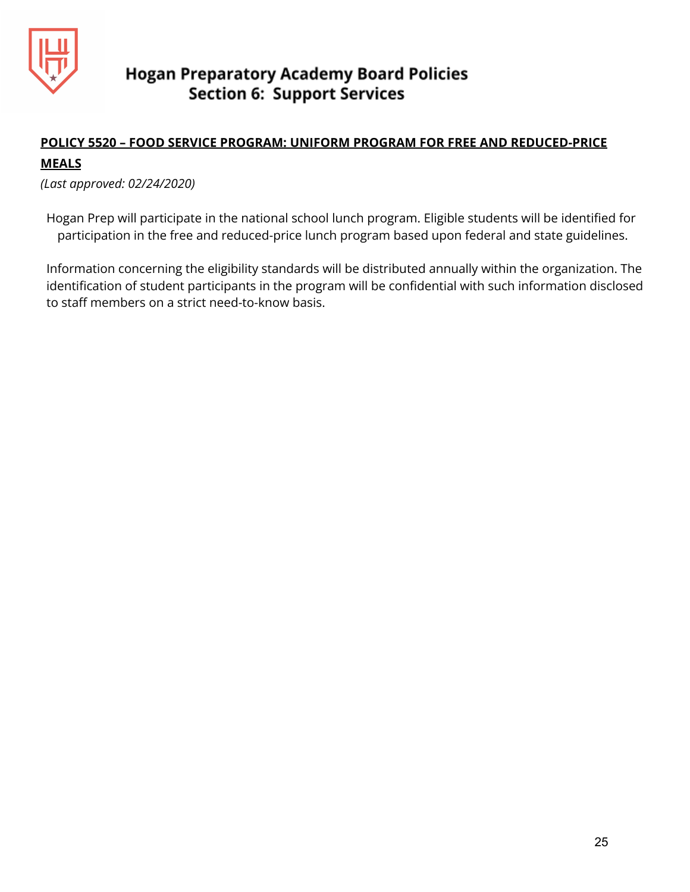## POLICY 5520 – FOOD SERVICE PROGRAM: UNIFORM PROGRAM FOR FREE AND REDUCED-PRICE MEALS

*(Last approved: 02/24/2020)*

Hogan Prep will participate in the national school lunch program. Eligible students will be identified for participation in the free and reduced-price lunch program based upon federal and state guidelines.

Information concerning the eligibility standards will be distributed annually within the organization. The identification of student participants in the program will be confidential with such information disclosed to staff members on a strict need-to-know basis.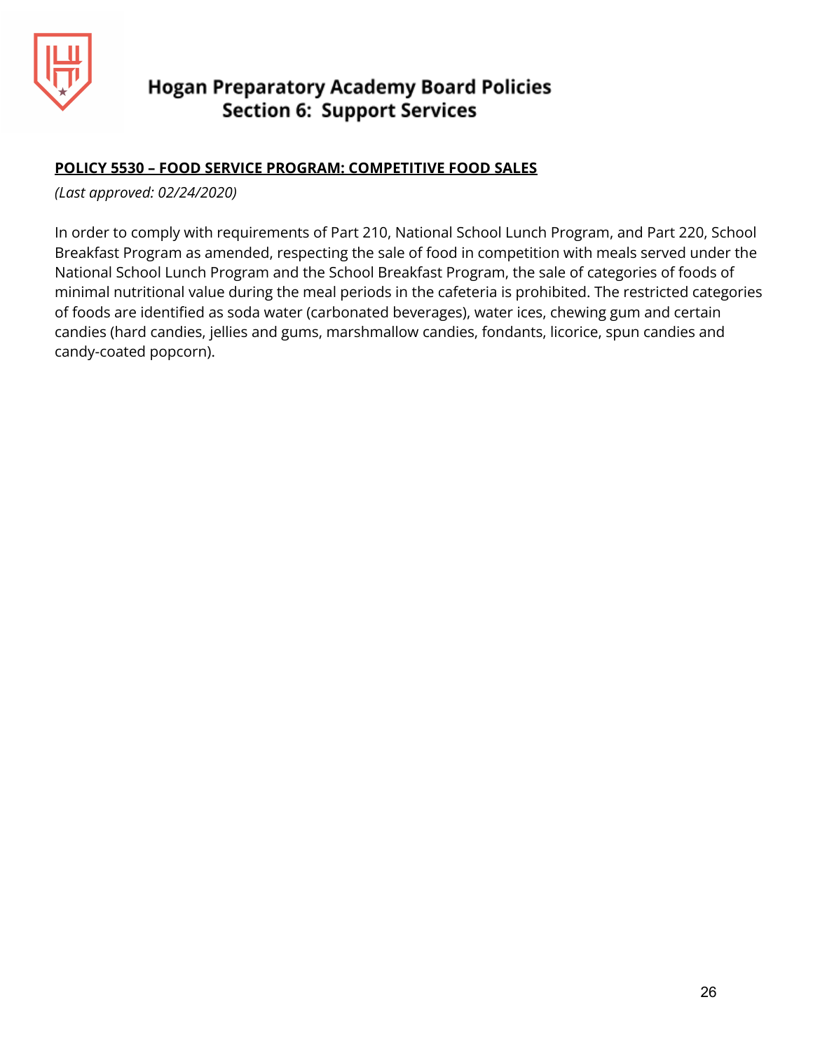**POLICY 5530 – FOOD SERVICE PROGRAM: COMPETITIVE FOOD SALES**

*(Last approved: 02/24/2020)*

In order to comply with requirements of Part 210, National School Lunch Program, and Part 220, School Breakfast Program as amended, respecting the sale of food in competition with meals served under the National School Lunch Program and the School Breakfast Program, the sale of categories of foods of minimal nutritional value during the meal periods in the cafeteria is prohibited. The restricted categories of foods are identified as soda water (carbonated beverages), water ices, chewing gum and certain candies (hard candies, jellies and gums, marshmallow candies, fondants, licorice, spun candies and candy-coated popcorn).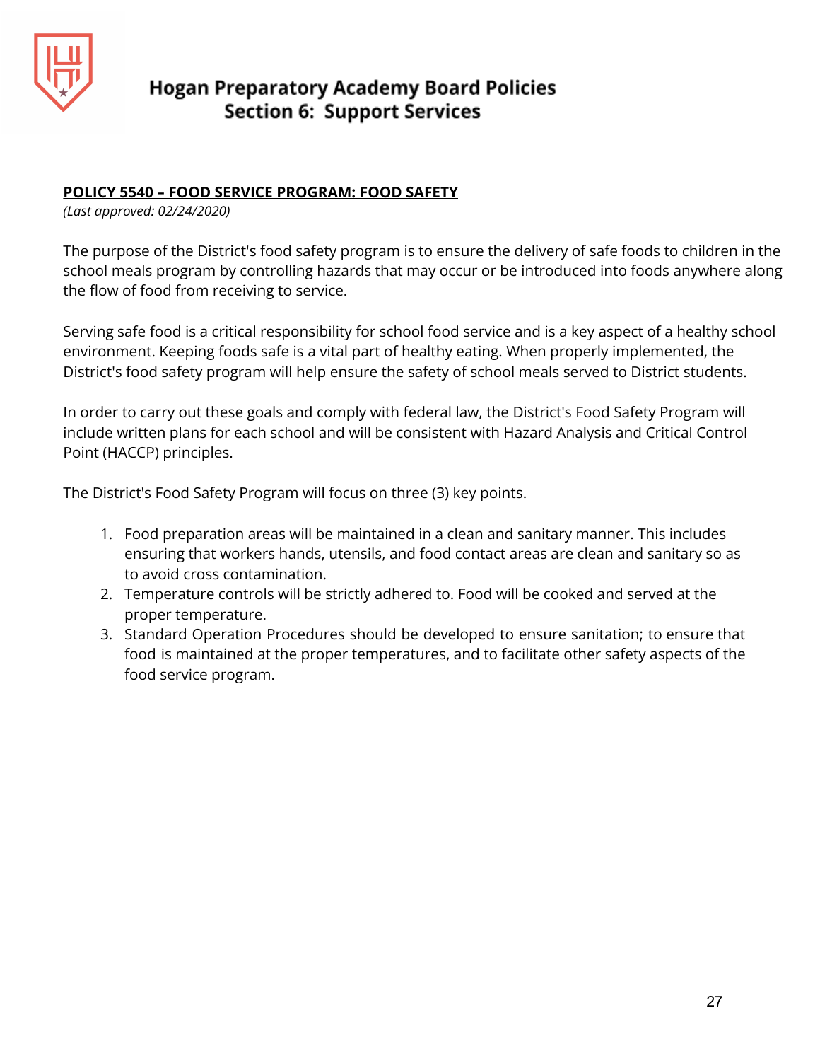**POLICY 5540 – FOOD SERVICE PROGRAM: FOOD SAFETY**

*(Last approved: 02/24/2020)*

The purpose of the District's food safety program is to ensure the delivery of safe foods to children in the school meals program by controlling hazards that may occur or be introduced into foods anywhere along the flow of food from receiving to service.

Serving safe food is a critical responsibility for school food service and is a key aspect of a healthy school environment. Keeping foods safe is a vital part of healthy eating. When properly implemented, the District's food safety program will help ensure the safety of school meals served to District students.

In order to carry out these goals and comply with federal law, the District's Food Safety Program will include written plans for each school and will be consistent with Hazard Analysis and Critical Control Point (HACCP) principles.

The District's Food Safety Program will focus on three (3) key points.

1. Food preparation areas will be maintained in a clean and sanitary manner. This includes ensuring that workers hands, utensils, and food contact areas are clean and sanitary so as to avoid cross contamination.
2. Temperature controls will be strictly adhered to. Food will be cooked and served at the proper temperature.
3. Standard Operation Procedures should be developed to ensure sanitation; to ensure that food is maintained at the proper temperatures, and to facilitate other safety aspects of the food service program.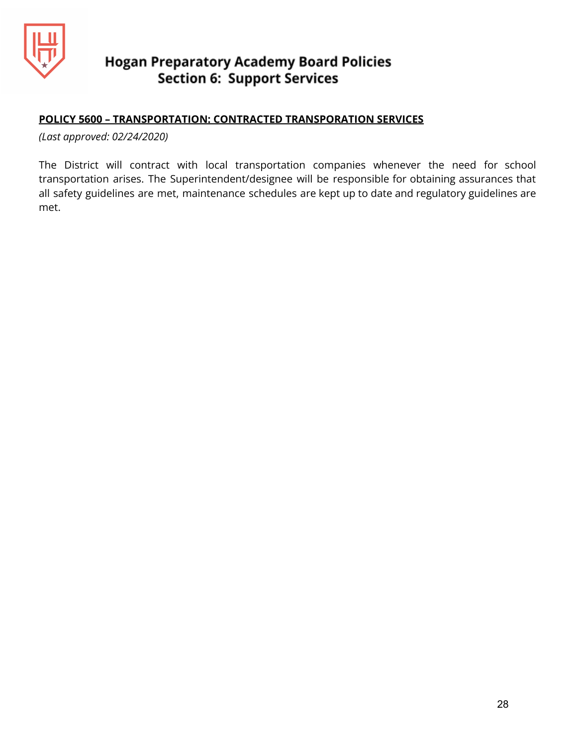**POLICY 5600 – TRANSPORTATION: CONTRACTED TRANSPORATION SERVICES**

*(Last approved: 02/24/2020)*

The District will contract with local transportation companies whenever the need for school transportation arises. The Superintendent/designee will be responsible for obtaining assurances that all safety guidelines are met, maintenance schedules are kept up to date and regulatory guidelines are met.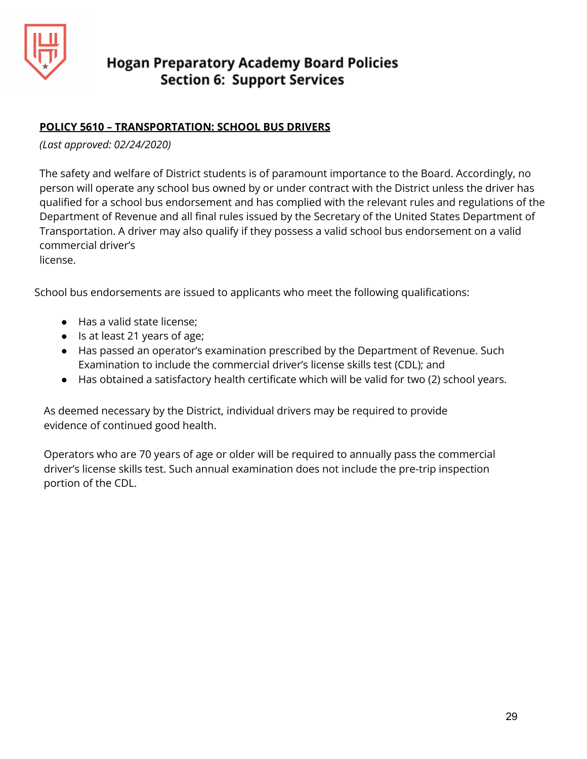# Hogan Preparatory Academy Board Policies
## Section 6: Support Services

**POLICY 5610 – TRANSPORTATION: SCHOOL BUS DRIVERS**

*(Last approved: 02/24/2020)*

The safety and welfare of District students is of paramount importance to the Board. Accordingly, no person will operate any school bus owned by or under contract with the District unless the driver has qualified for a school bus endorsement and has complied with the relevant rules and regulations of the Department of Revenue and all final rules issued by the Secretary of the United States Department of Transportation. A driver may also qualify if they possess a valid school bus endorsement on a valid commercial driver's license.

School bus endorsements are issued to applicants who meet the following qualifications:

- Has a valid state license;
- Is at least 21 years of age;
- Has passed an operator's examination prescribed by the Department of Revenue. Such Examination to include the commercial driver's license skills test (CDL); and
- Has obtained a satisfactory health certificate which will be valid for two (2) school years.

As deemed necessary by the District, individual drivers may be required to provide evidence of continued good health.

Operators who are 70 years of age or older will be required to annually pass the commercial driver's license skills test. Such annual examination does not include the pre-trip inspection portion of the CDL.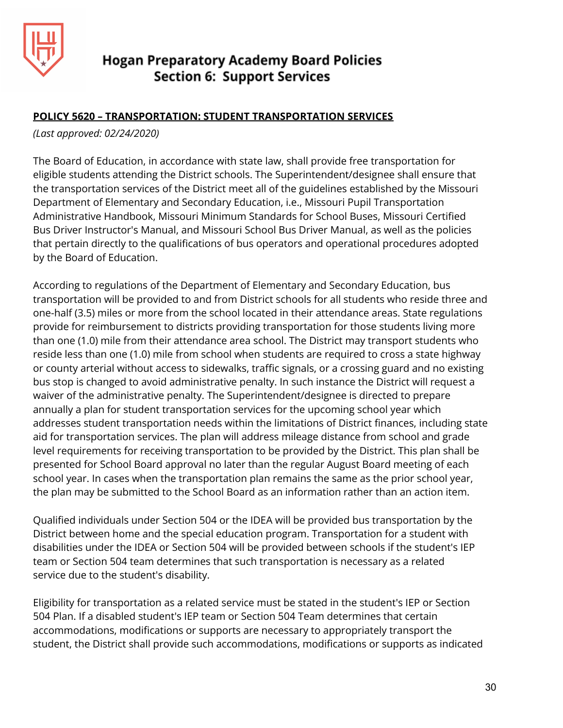# Hogan Preparatory Academy Board Policies
## Section 6: Support Services

**POLICY 5620 – TRANSPORTATION: STUDENT TRANSPORTATION SERVICES**

*(Last approved: 02/24/2020)*

The Board of Education, in accordance with state law, shall provide free transportation for eligible students attending the District schools. The Superintendent/designee shall ensure that the transportation services of the District meet all of the guidelines established by the Missouri Department of Elementary and Secondary Education, i.e., Missouri Pupil Transportation Administrative Handbook, Missouri Minimum Standards for School Buses, Missouri Certified Bus Driver Instructor's Manual, and Missouri School Bus Driver Manual, as well as the policies that pertain directly to the qualifications of bus operators and operational procedures adopted by the Board of Education.

According to regulations of the Department of Elementary and Secondary Education, bus transportation will be provided to and from District schools for all students who reside three and one-half (3.5) miles or more from the school located in their attendance areas. State regulations provide for reimbursement to districts providing transportation for those students living more than one (1.0) mile from their attendance area school. The District may transport students who reside less than one (1.0) mile from school when students are required to cross a state highway or county arterial without access to sidewalks, traffic signals, or a crossing guard and no existing bus stop is changed to avoid administrative penalty. In such instance the District will request a waiver of the administrative penalty. The Superintendent/designee is directed to prepare annually a plan for student transportation services for the upcoming school year which addresses student transportation needs within the limitations of District finances, including state aid for transportation services. The plan will address mileage distance from school and grade level requirements for receiving transportation to be provided by the District. This plan shall be presented for School Board approval no later than the regular August Board meeting of each school year. In cases when the transportation plan remains the same as the prior school year, the plan may be submitted to the School Board as an information rather than an action item.

Qualified individuals under Section 504 or the IDEA will be provided bus transportation by the District between home and the special education program. Transportation for a student with disabilities under the IDEA or Section 504 will be provided between schools if the student's IEP team or Section 504 team determines that such transportation is necessary as a related service due to the student's disability.

Eligibility for transportation as a related service must be stated in the student's IEP or Section 504 Plan. If a disabled student's IEP team or Section 504 Team determines that certain accommodations, modifications or supports are necessary to appropriately transport the student, the District shall provide such accommodations, modifications or supports as indicated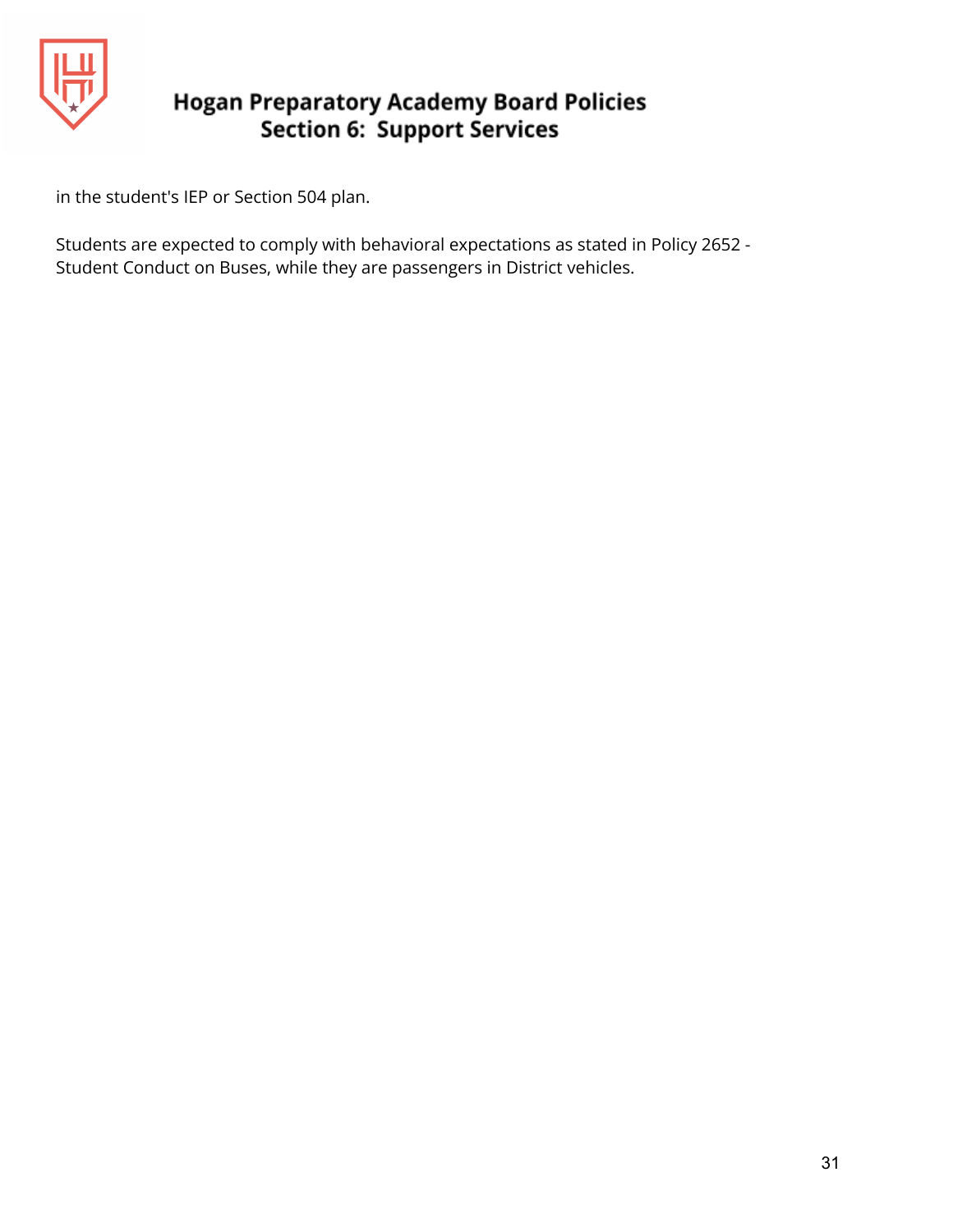in the student's IEP or Section 504 plan.

Students are expected to comply with behavioral expectations as stated in Policy 2652 - Student Conduct on Buses, while they are passengers in District vehicles.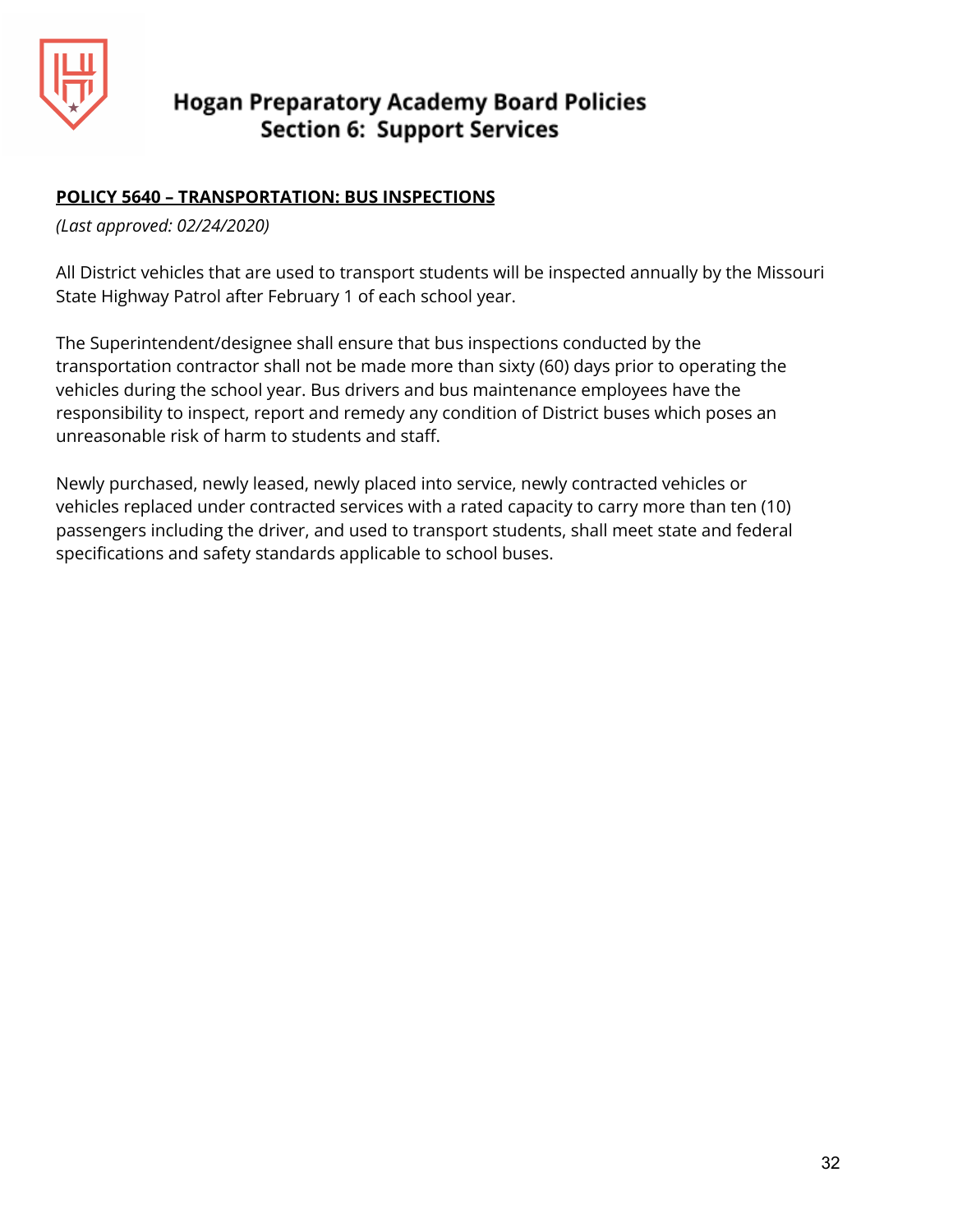**POLICY 5640 – TRANSPORTATION: BUS INSPECTIONS**

*(Last approved: 02/24/2020)*

All District vehicles that are used to transport students will be inspected annually by the Missouri State Highway Patrol after February 1 of each school year.

The Superintendent/designee shall ensure that bus inspections conducted by the transportation contractor shall not be made more than sixty (60) days prior to operating the vehicles during the school year. Bus drivers and bus maintenance employees have the responsibility to inspect, report and remedy any condition of District buses which poses an unreasonable risk of harm to students and staff.

Newly purchased, newly leased, newly placed into service, newly contracted vehicles or vehicles replaced under contracted services with a rated capacity to carry more than ten (10) passengers including the driver, and used to transport students, shall meet state and federal specifications and safety standards applicable to school buses.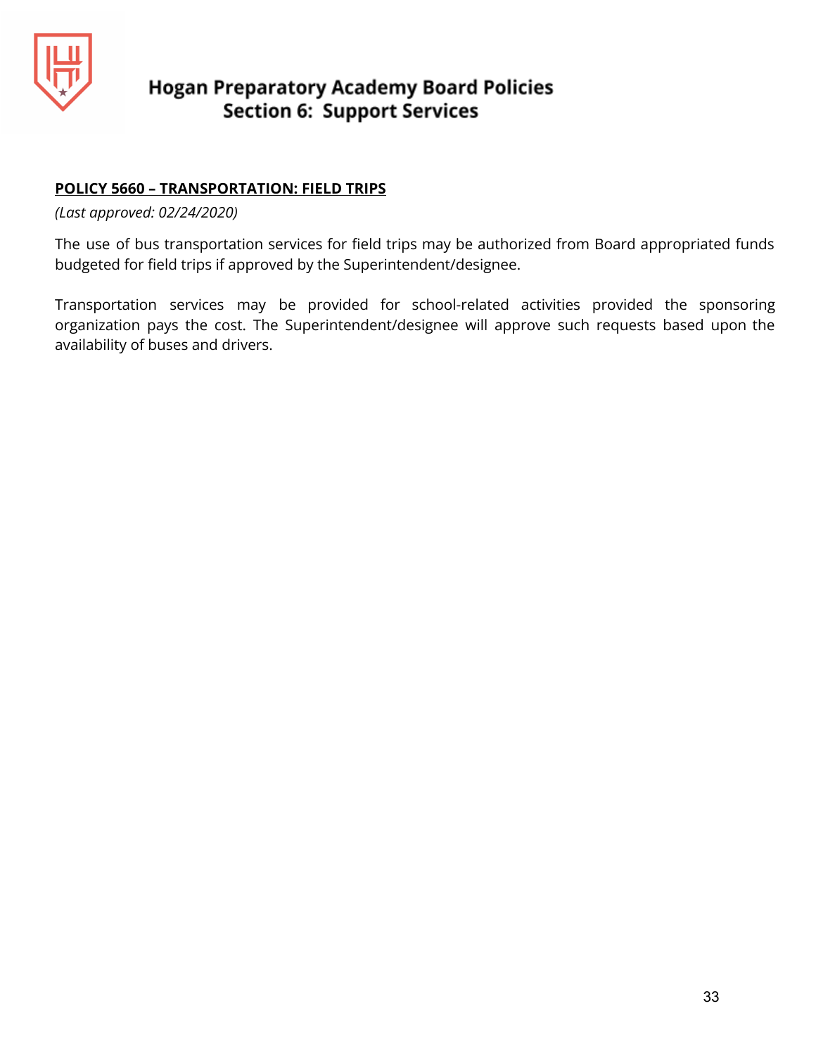**POLICY 5660 – TRANSPORTATION: FIELD TRIPS**

*(Last approved: 02/24/2020)*

The use of bus transportation services for field trips may be authorized from Board appropriated funds budgeted for field trips if approved by the Superintendent/designee.

Transportation services may be provided for school-related activities provided the sponsoring organization pays the cost. The Superintendent/designee will approve such requests based upon the availability of buses and drivers.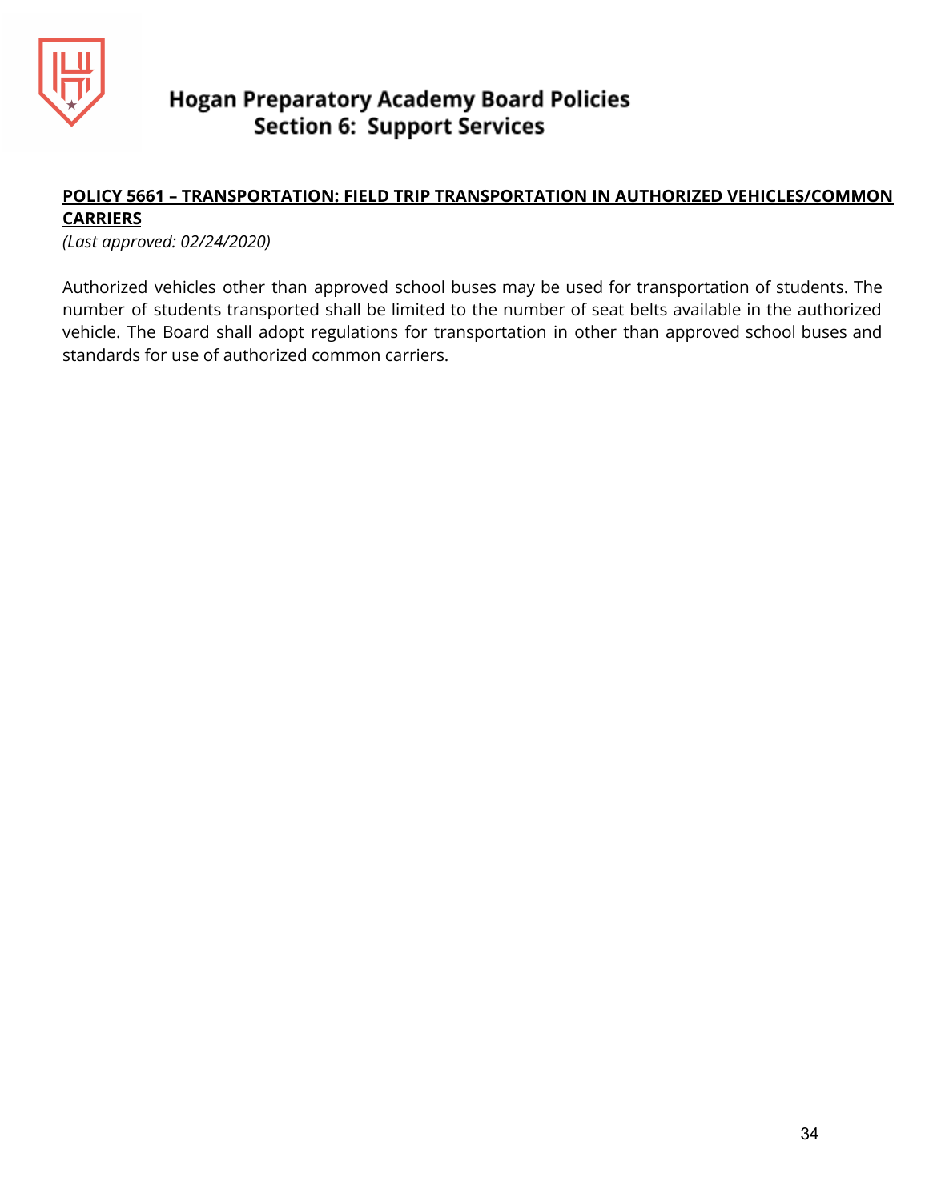# Hogan Preparatory Academy Board Policies
## Section 6: Support Services

**POLICY 5661 – TRANSPORTATION: FIELD TRIP TRANSPORTATION IN AUTHORIZED VEHICLES/COMMON CARRIERS**

*(Last approved: 02/24/2020)*

Authorized vehicles other than approved school buses may be used for transportation of students. The number of students transported shall be limited to the number of seat belts available in the authorized vehicle. The Board shall adopt regulations for transportation in other than approved school buses and standards for use of authorized common carriers.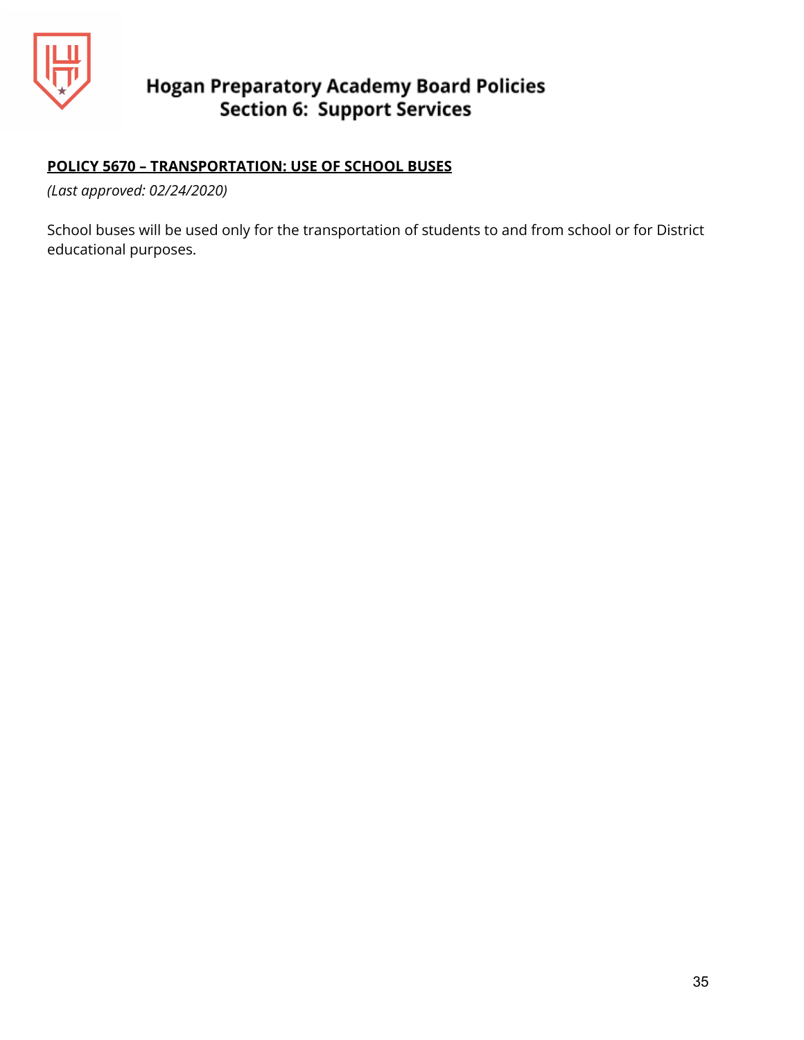## POLICY 5670 – TRANSPORTATION: USE OF SCHOOL BUSES

*(Last approved: 02/24/2020)*

School buses will be used only for the transportation of students to and from school or for District educational purposes.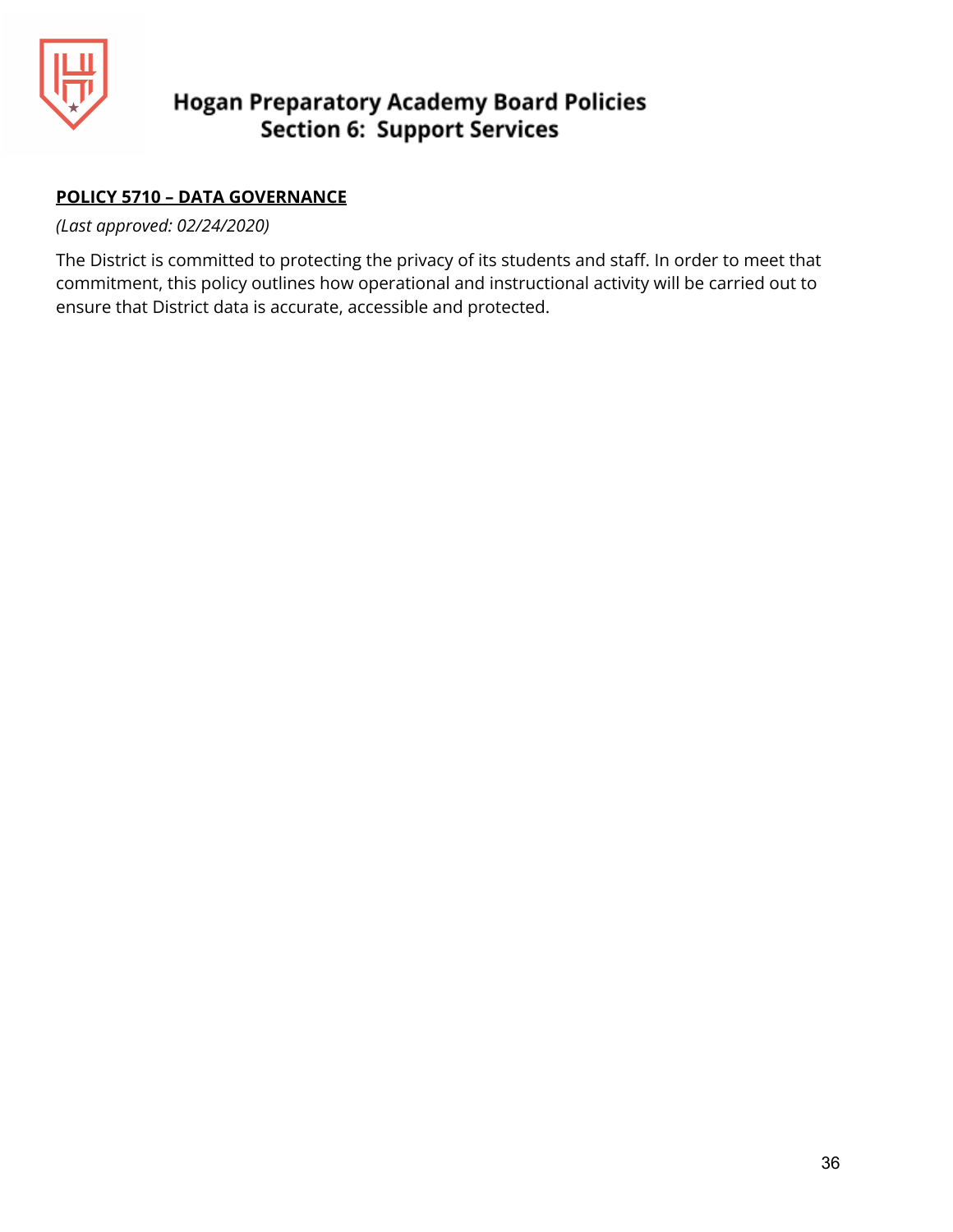**POLICY 5710 – DATA GOVERNANCE**

*(Last approved: 02/24/2020)*

The District is committed to protecting the privacy of its students and staff. In order to meet that commitment, this policy outlines how operational and instructional activity will be carried out to ensure that District data is accurate, accessible and protected.